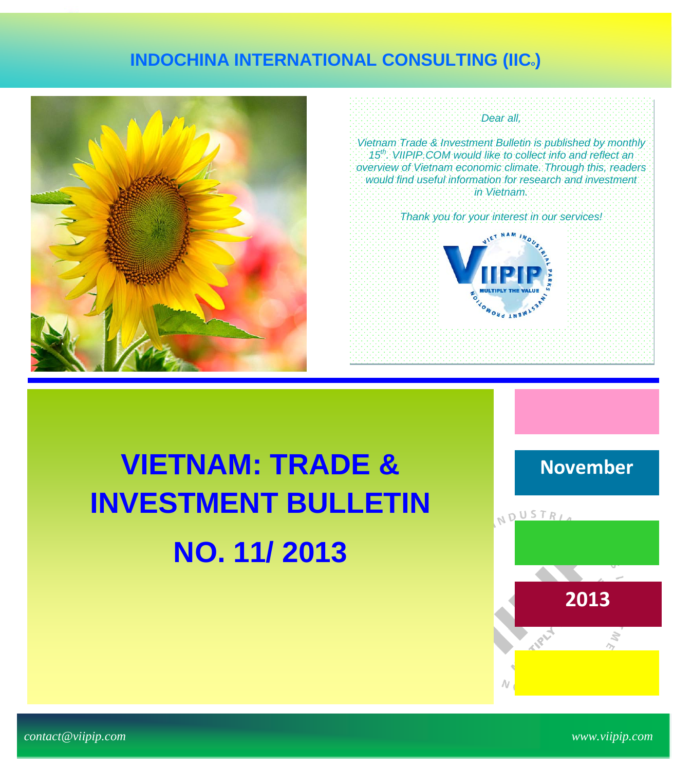# INDOCHINA INTERNATIONAL CONSULTING (IIC.)

*Dear all,*

*Vietnam Trade & Investment Bulletin is published by monthly 15th. VIIPIP.COM would like to collect info and reflect an overview of Vietnam economic climate. Through this, readers would find useful information for research and investment in Vietnam.*

*Thank you for your interest in our services!*

# VIETNAM: TRADE & INVESTMENT BULLETIN

# NO. 11/ 2013

**November**

**2013**

*contact@viipip.com*

*www.viipip.com*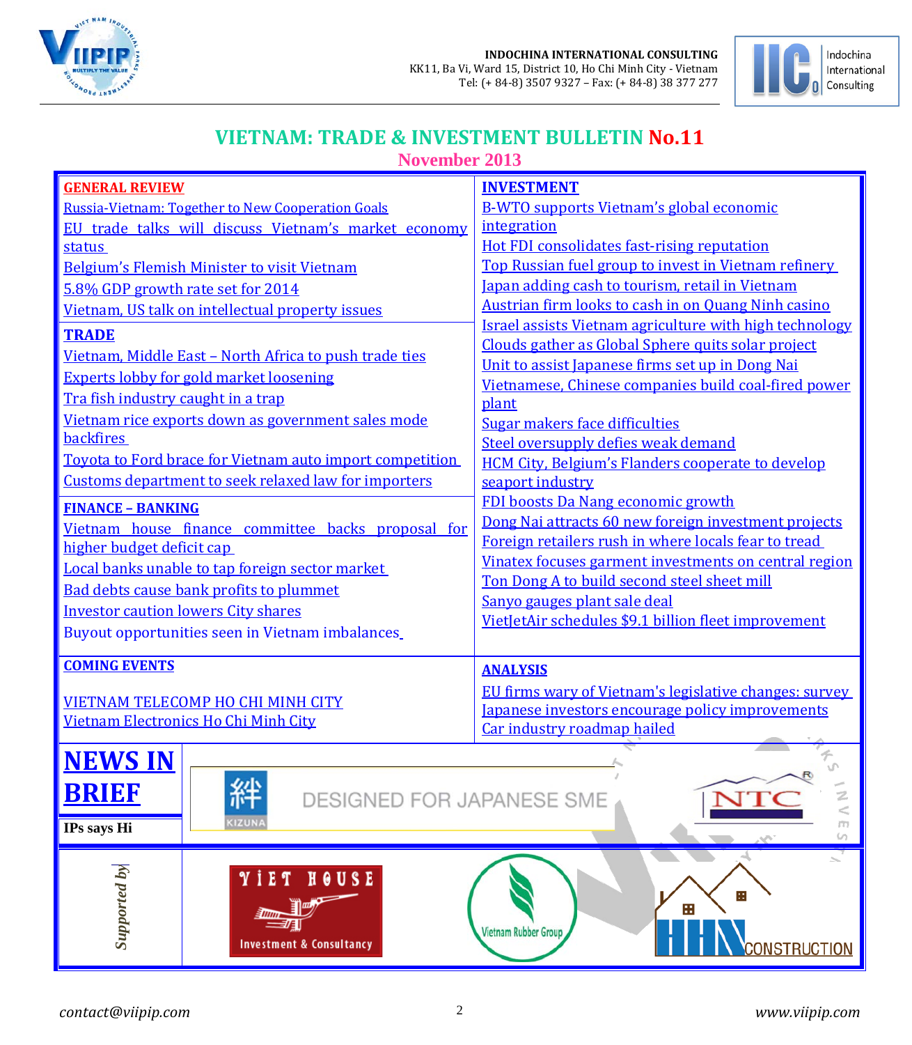INDOCHINA INTERNATIONAL CONSULTING
KK11, Ba Vi, Ward 15, District 10, Ho Chi Minh City - Vietnam
Tel: (+ 84-8) 3507 9327 – Fax: (+ 84-8) 38 377 277

# VIETNAM: TRADE & INVESTMENT BULLETIN No.11

## November 2013

### GENERAL REVIEW

- Russia-Vietnam: Together to New Cooperation Goals
- EU trade talks will discuss Vietnam's market economy status
- Belgium's Flemish Minister to visit Vietnam
- 5.8% GDP growth rate set for 2014
- Vietnam, US talk on intellectual property issues

### TRADE

- Vietnam, Middle East – North Africa to push trade ties
- Experts lobby for gold market loosening
- Tra fish industry caught in a trap
- Vietnam rice exports down as government sales mode backfires
- Toyota to Ford brace for Vietnam auto import competition
- Customs department to seek relaxed law for importers

### FINANCE – BANKING

- Vietnam house finance committee backs proposal for higher budget deficit cap
- Local banks unable to tap foreign sector market
- Bad debts cause bank profits to plummet
- Investor caution lowers City shares
- Buyout opportunities seen in Vietnam imbalances

### INVESTMENT

- B-WTO supports Vietnam's global economic integration
- Hot FDI consolidates fast-rising reputation
- Top Russian fuel group to invest in Vietnam refinery
- Japan adding cash to tourism, retail in Vietnam
- Austrian firm looks to cash in on Quang Ninh casino
- Israel assists Vietnam agriculture with high technology
- Clouds gather as Global Sphere quits solar project
- Unit to assist Japanese firms set up in Dong Nai
- Vietnamese, Chinese companies build coal-fired power plant
- Sugar makers face difficulties
- Steel oversupply defies weak demand
- HCM City, Belgium's Flanders cooperate to develop seaport industry
- FDI boosts Da Nang economic growth
- Dong Nai attracts 60 new foreign investment projects
- Foreign retailers rush in where locals fear to tread
- Vinatex focuses garment investments on central region
- Ton Dong A to build second steel sheet mill
- Sanyo gauges plant sale deal
- VietJetAir schedules $9.1 billion fleet improvement

### COMING EVENTS

- VIETNAM TELECOMP HO CHI MINH CITY
- Vietnam Electronics Ho Chi Minh City

### ANALYSIS

- EU firms wary of Vietnam's legislative changes: survey
- Japanese investors encourage policy improvements
- Car industry roadmap hailed

## NEWS IN BRIEF

IPs says Hi

KIZUNA – DESIGNED FOR JAPANESE SME

NTC

*Supported by*

VIET HOUSE Investment & Consultancy

Vietnam Rubber Group

HHN CONSTRUCTION

contact@viipip.com

www.viipip.com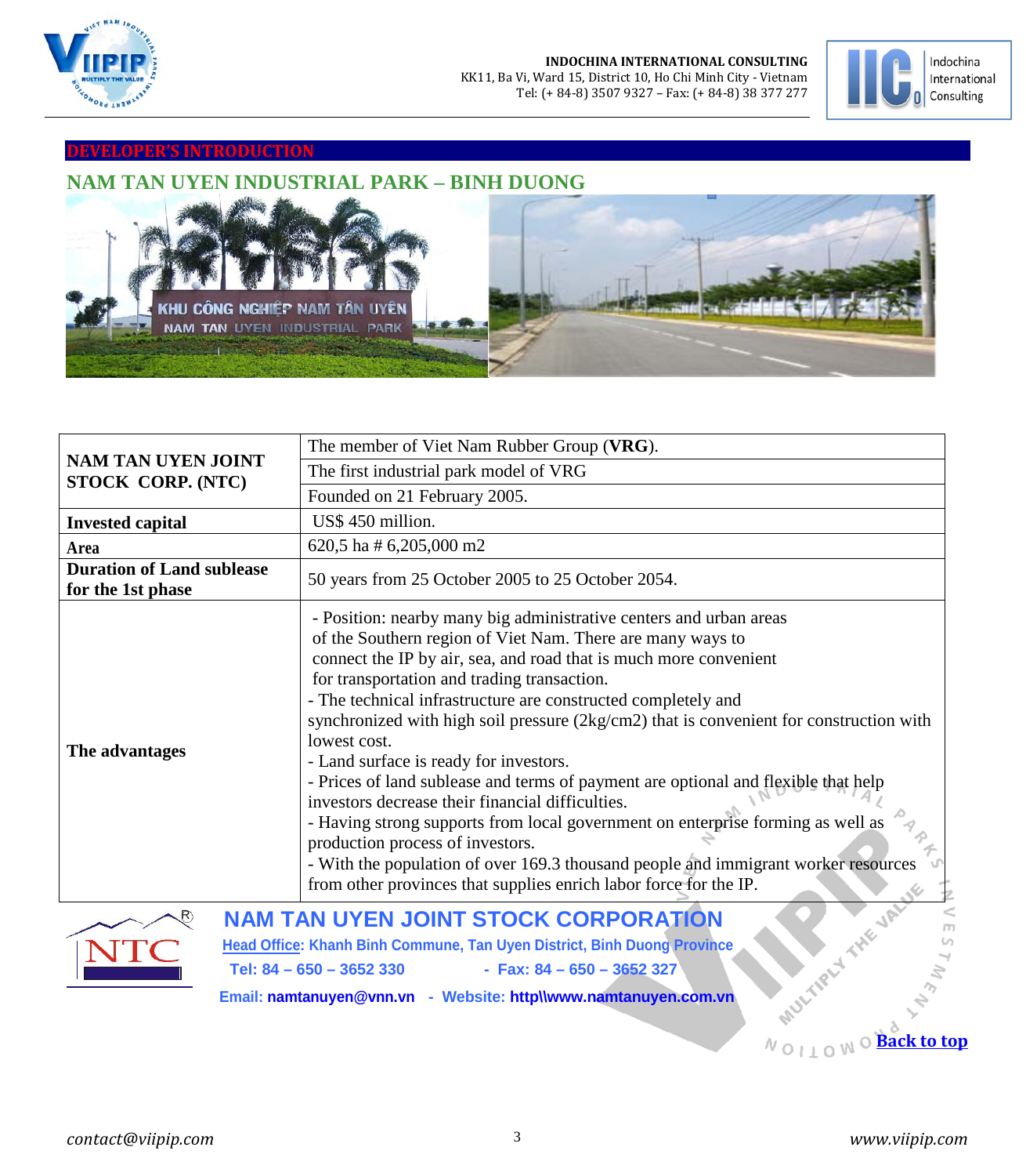## DEVELOPER'S INTRODUCTION

## NAM TAN UYEN INDUSTRIAL PARK – BINH DUONG

| NAM TAN UYEN JOINT STOCK CORP. (NTC) | The member of Viet Nam Rubber Group (**VRG**). |
| --- | --- |
| | The first industrial park model of VRG |
| | Founded on 21 February 2005. |
| **Invested capital** | US$ 450 million. |
| **Area** | 620,5 ha # 6,205,000 m2 |
| **Duration of Land sublease for the 1st phase** | 50 years from 25 October 2005 to 25 October 2054. |
| **The advantages** | - Position: nearby many big administrative centers and urban areas of the Southern region of Viet Nam. There are many ways to connect the IP by air, sea, and road that is much more convenient for transportation and trading transaction.<br>- The technical infrastructure are constructed completely and synchronized with high soil pressure (2kg/cm2) that is convenient for construction with lowest cost.<br>- Land surface is ready for investors.<br>- Prices of land sublease and terms of payment are optional and flexible that help investors decrease their financial difficulties.<br>- Having strong supports from local government on enterprise forming as well as production process of investors.<br>- With the population of over 169.3 thousand people and immigrant worker resources from other provinces that supplies enrich labor force for the IP. |

**NAM TAN UYEN JOINT STOCK CORPORATION**

Head Office: Khanh Binh Commune, Tan Uyen District, Binh Duong Province

Tel: 84 – 650 – 3652 330 - Fax: 84 – 650 – 3652 327

Email: namtanuyen@vnn.vn - Website: http\\www.namtanuyen.com.vn

Back to top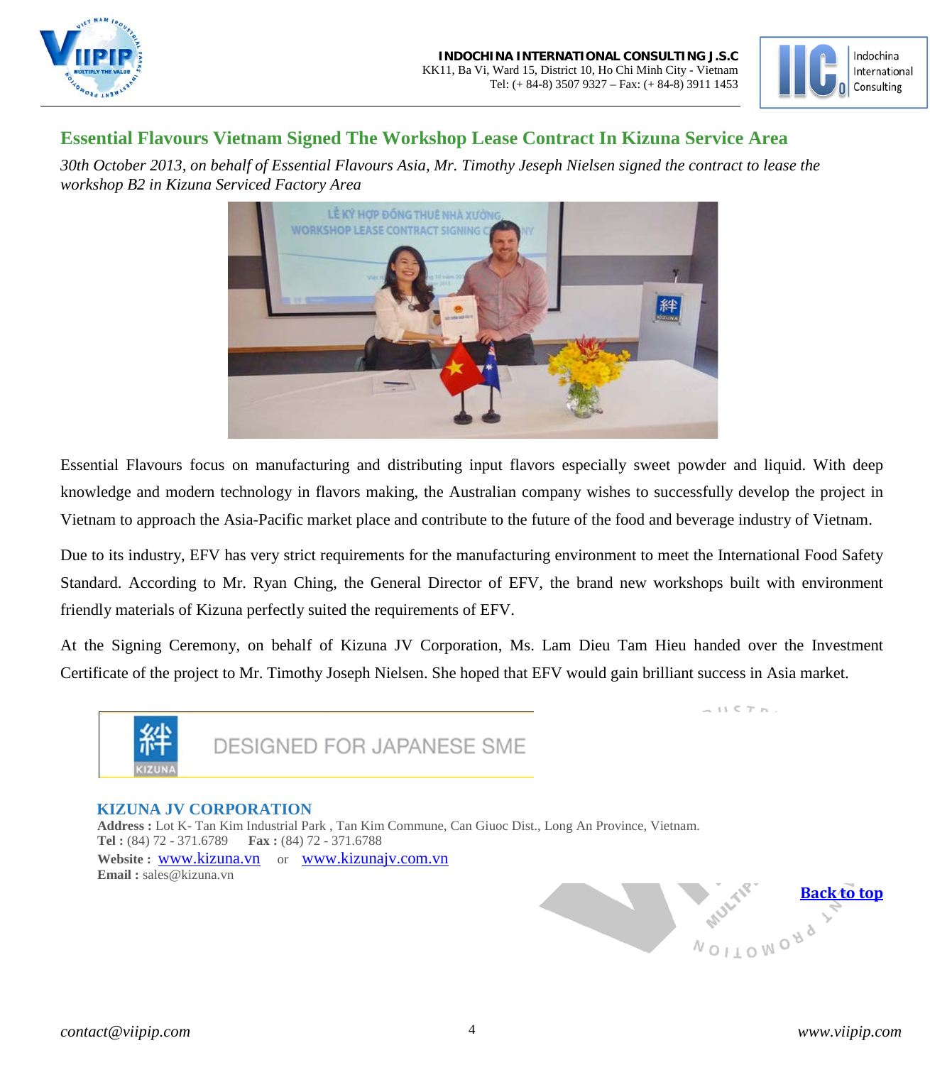## Essential Flavours Vietnam Signed The Workshop Lease Contract In Kizuna Service Area

*30th October 2013, on behalf of Essential Flavours Asia, Mr. Timothy Jeseph Nielsen signed the contract to lease the workshop B2 in Kizuna Serviced Factory Area*

Essential Flavours focus on manufacturing and distributing input flavors especially sweet powder and liquid. With deep knowledge and modern technology in flavors making, the Australian company wishes to successfully develop the project in Vietnam to approach the Asia-Pacific market place and contribute to the future of the food and beverage industry of Vietnam.

Due to its industry, EFV has very strict requirements for the manufacturing environment to meet the International Food Safety Standard. According to Mr. Ryan Ching, the General Director of EFV, the brand new workshops built with environment friendly materials of Kizuna perfectly suited the requirements of EFV.

At the Signing Ceremony, on behalf of Kizuna JV Corporation, Ms. Lam Dieu Tam Hieu handed over the Investment Certificate of the project to Mr. Timothy Joseph Nielsen. She hoped that EFV would gain brilliant success in Asia market.

DESIGNED FOR JAPANESE SME

**KIZUNA JV CORPORATION**

**Address :** Lot K- Tan Kim Industrial Park , Tan Kim Commune, Can Giuoc Dist., Long An Province, Vietnam.
**Tel :** (84) 72 - 371.6789 **Fax :** (84) 72 - 371.6788
**Website :** www.kizuna.vn or www.kizunajv.com.vn
**Email :** sales@kizuna.vn

**Back to top**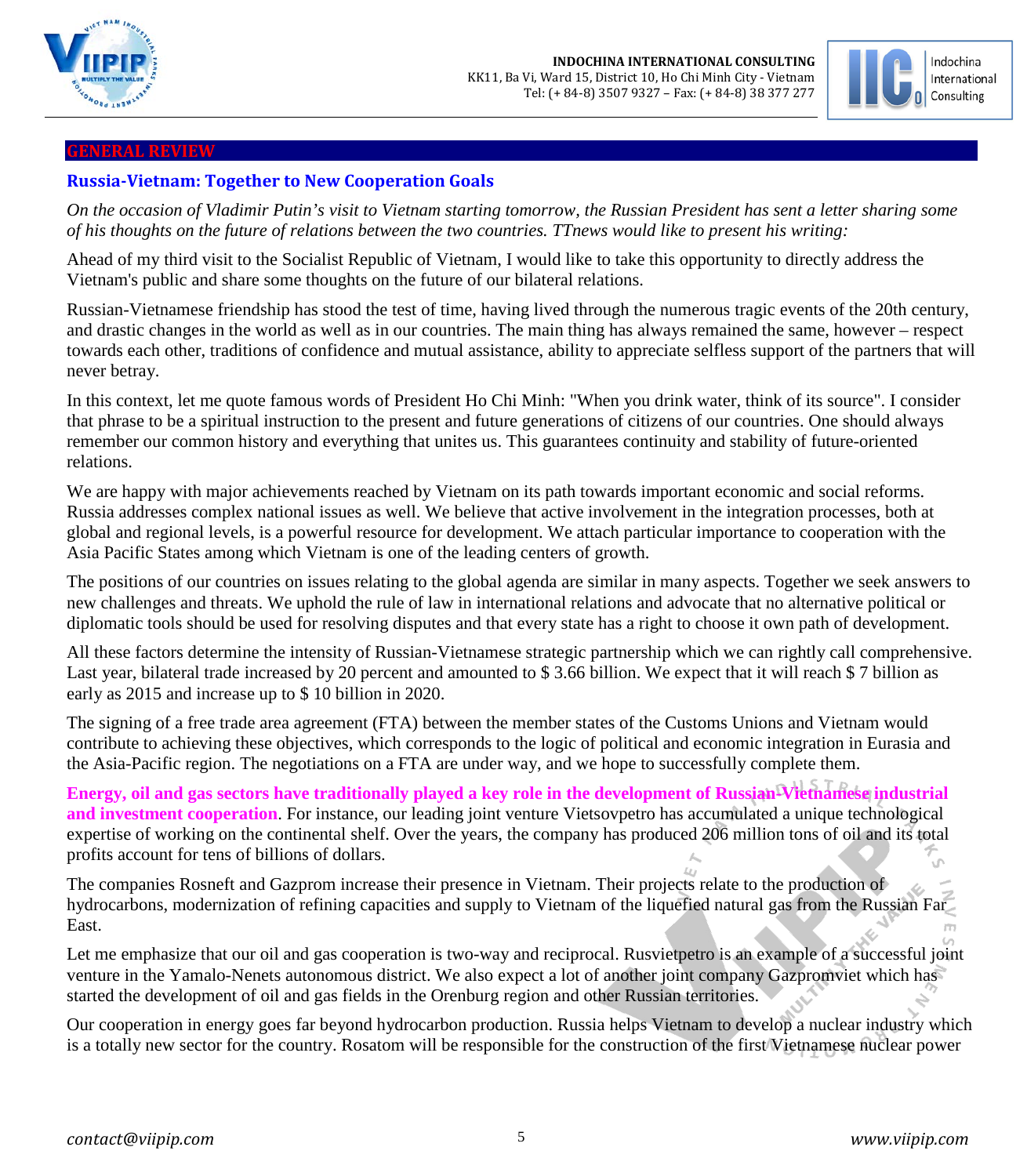## GENERAL REVIEW

### Russia-Vietnam: Together to New Cooperation Goals

*On the occasion of Vladimir Putin's visit to Vietnam starting tomorrow, the Russian President has sent a letter sharing some of his thoughts on the future of relations between the two countries. TTnews would like to present his writing:*

Ahead of my third visit to the Socialist Republic of Vietnam, I would like to take this opportunity to directly address the Vietnam's public and share some thoughts on the future of our bilateral relations.

Russian-Vietnamese friendship has stood the test of time, having lived through the numerous tragic events of the 20th century, and drastic changes in the world as well as in our countries. The main thing has always remained the same, however – respect towards each other, traditions of confidence and mutual assistance, ability to appreciate selfless support of the partners that will never betray.

In this context, let me quote famous words of President Ho Chi Minh: "When you drink water, think of its source". I consider that phrase to be a spiritual instruction to the present and future generations of citizens of our countries. One should always remember our common history and everything that unites us. This guarantees continuity and stability of future-oriented relations.

We are happy with major achievements reached by Vietnam on its path towards important economic and social reforms. Russia addresses complex national issues as well. We believe that active involvement in the integration processes, both at global and regional levels, is a powerful resource for development. We attach particular importance to cooperation with the Asia Pacific States among which Vietnam is one of the leading centers of growth.

The positions of our countries on issues relating to the global agenda are similar in many aspects. Together we seek answers to new challenges and threats. We uphold the rule of law in international relations and advocate that no alternative political or diplomatic tools should be used for resolving disputes and that every state has a right to choose it own path of development.

All these factors determine the intensity of Russian-Vietnamese strategic partnership which we can rightly call comprehensive. Last year, bilateral trade increased by 20 percent and amounted to $ 3.66 billion. We expect that it will reach $ 7 billion as early as 2015 and increase up to $ 10 billion in 2020.

The signing of a free trade area agreement (FTA) between the member states of the Customs Unions and Vietnam would contribute to achieving these objectives, which corresponds to the logic of political and economic integration in Eurasia and the Asia-Pacific region. The negotiations on a FTA are under way, and we hope to successfully complete them.

**Energy, oil and gas sectors have traditionally played a key role in the development of Russian-Vietnamese industrial and investment cooperation**. For instance, our leading joint venture Vietsovpetro has accumulated a unique technological expertise of working on the continental shelf. Over the years, the company has produced 206 million tons of oil and its total profits account for tens of billions of dollars.

The companies Rosneft and Gazprom increase their presence in Vietnam. Their projects relate to the production of hydrocarbons, modernization of refining capacities and supply to Vietnam of the liquefied natural gas from the Russian Far East.

Let me emphasize that our oil and gas cooperation is two-way and reciprocal. Rusvietpetro is an example of a successful joint venture in the Yamalo-Nenets autonomous district. We also expect a lot of another joint company Gazpromviet which has started the development of oil and gas fields in the Orenburg region and other Russian territories.

Our cooperation in energy goes far beyond hydrocarbon production. Russia helps Vietnam to develop a nuclear industry which is a totally new sector for the country. Rosatom will be responsible for the construction of the first Vietnamese nuclear power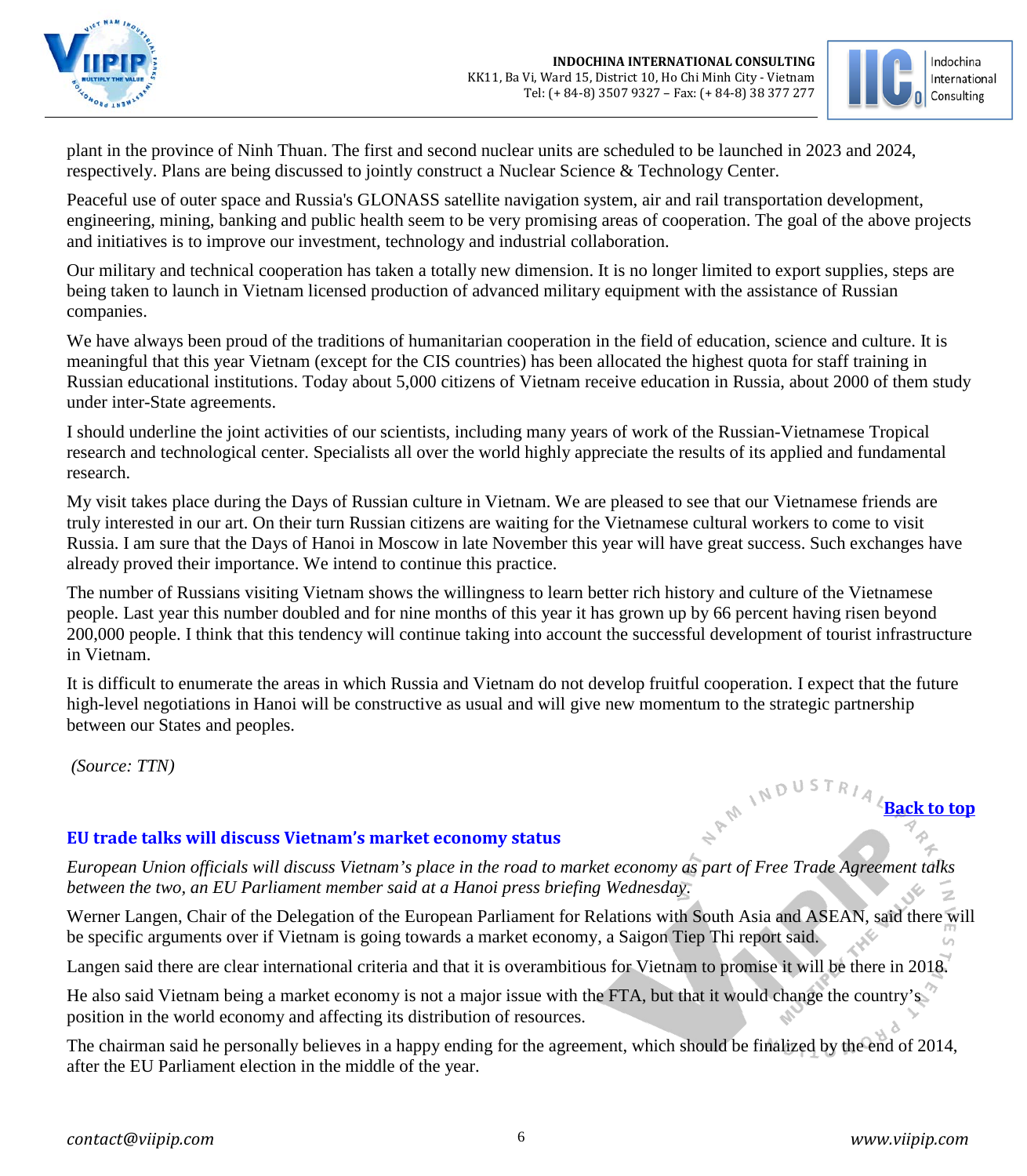plant in the province of Ninh Thuan. The first and second nuclear units are scheduled to be launched in 2023 and 2024, respectively. Plans are being discussed to jointly construct a Nuclear Science & Technology Center.

Peaceful use of outer space and Russia's GLONASS satellite navigation system, air and rail transportation development, engineering, mining, banking and public health seem to be very promising areas of cooperation. The goal of the above projects and initiatives is to improve our investment, technology and industrial collaboration.

Our military and technical cooperation has taken a totally new dimension. It is no longer limited to export supplies, steps are being taken to launch in Vietnam licensed production of advanced military equipment with the assistance of Russian companies.

We have always been proud of the traditions of humanitarian cooperation in the field of education, science and culture. It is meaningful that this year Vietnam (except for the CIS countries) has been allocated the highest quota for staff training in Russian educational institutions. Today about 5,000 citizens of Vietnam receive education in Russia, about 2000 of them study under inter-State agreements.

I should underline the joint activities of our scientists, including many years of work of the Russian-Vietnamese Tropical research and technological center. Specialists all over the world highly appreciate the results of its applied and fundamental research.

My visit takes place during the Days of Russian culture in Vietnam. We are pleased to see that our Vietnamese friends are truly interested in our art. On their turn Russian citizens are waiting for the Vietnamese cultural workers to come to visit Russia. I am sure that the Days of Hanoi in Moscow in late November this year will have great success. Such exchanges have already proved their importance. We intend to continue this practice.

The number of Russians visiting Vietnam shows the willingness to learn better rich history and culture of the Vietnamese people. Last year this number doubled and for nine months of this year it has grown up by 66 percent having risen beyond 200,000 people. I think that this tendency will continue taking into account the successful development of tourist infrastructure in Vietnam.

It is difficult to enumerate the areas in which Russia and Vietnam do not develop fruitful cooperation. I expect that the future high-level negotiations in Hanoi will be constructive as usual and will give new momentum to the strategic partnership between our States and peoples.

*(Source: TTN)*

**Back to top**

## EU trade talks will discuss Vietnam's market economy status

*European Union officials will discuss Vietnam's place in the road to market economy as part of Free Trade Agreement talks between the two, an EU Parliament member said at a Hanoi press briefing Wednesday.*

Werner Langen, Chair of the Delegation of the European Parliament for Relations with South Asia and ASEAN, said there will be specific arguments over if Vietnam is going towards a market economy, a Saigon Tiep Thi report said.

Langen said there are clear international criteria and that it is overambitious for Vietnam to promise it will be there in 2018.

He also said Vietnam being a market economy is not a major issue with the FTA, but that it would change the country's position in the world economy and affecting its distribution of resources.

The chairman said he personally believes in a happy ending for the agreement, which should be finalized by the end of 2014, after the EU Parliament election in the middle of the year.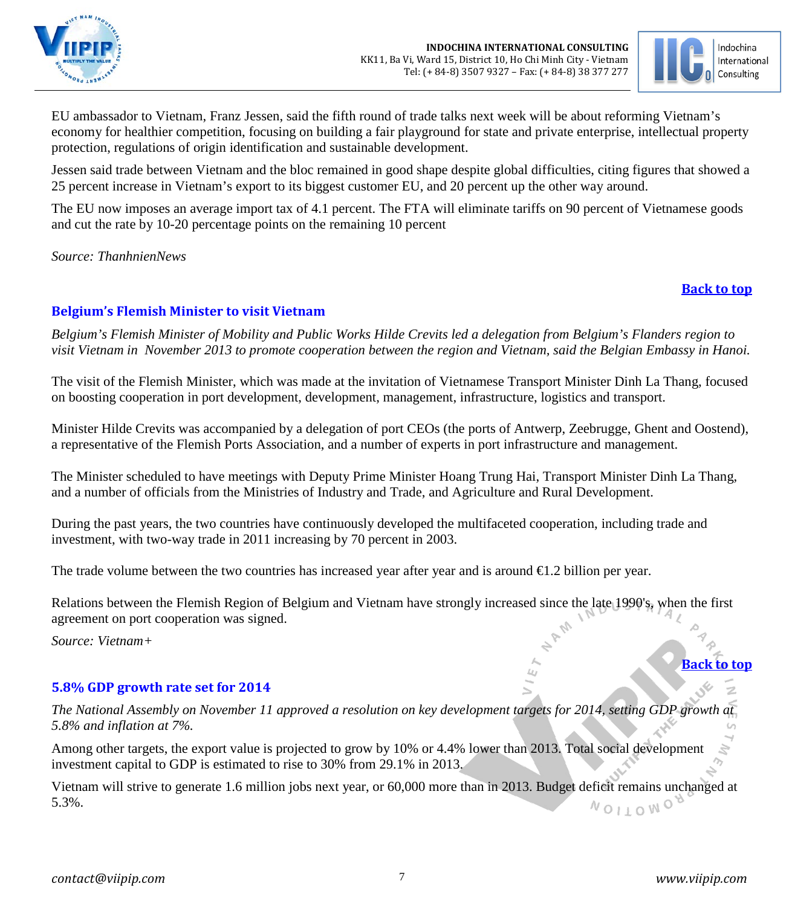EU ambassador to Vietnam, Franz Jessen, said the fifth round of trade talks next week will be about reforming Vietnam's economy for healthier competition, focusing on building a fair playground for state and private enterprise, intellectual property protection, regulations of origin identification and sustainable development.

Jessen said trade between Vietnam and the bloc remained in good shape despite global difficulties, citing figures that showed a 25 percent increase in Vietnam's export to its biggest customer EU, and 20 percent up the other way around.

The EU now imposes an average import tax of 4.1 percent. The FTA will eliminate tariffs on 90 percent of Vietnamese goods and cut the rate by 10-20 percentage points on the remaining 10 percent

*Source: ThanhnienNews*

**Back to top**

## Belgium's Flemish Minister to visit Vietnam

*Belgium's Flemish Minister of Mobility and Public Works Hilde Crevits led a delegation from Belgium's Flanders region to visit Vietnam in November 2013 to promote cooperation between the region and Vietnam, said the Belgian Embassy in Hanoi.*

The visit of the Flemish Minister, which was made at the invitation of Vietnamese Transport Minister Dinh La Thang, focused on boosting cooperation in port development, development, management, infrastructure, logistics and transport.

Minister Hilde Crevits was accompanied by a delegation of port CEOs (the ports of Antwerp, Zeebrugge, Ghent and Oostend), a representative of the Flemish Ports Association, and a number of experts in port infrastructure and management.

The Minister scheduled to have meetings with Deputy Prime Minister Hoang Trung Hai, Transport Minister Dinh La Thang, and a number of officials from the Ministries of Industry and Trade, and Agriculture and Rural Development.

During the past years, the two countries have continuously developed the multifaceted cooperation, including trade and investment, with two-way trade in 2011 increasing by 70 percent in 2003.

The trade volume between the two countries has increased year after year and is around €1.2 billion per year.

Relations between the Flemish Region of Belgium and Vietnam have strongly increased since the late 1990's, when the first agreement on port cooperation was signed.

*Source: Vietnam+*

**Back to top**

## 5.8% GDP growth rate set for 2014

*The National Assembly on November 11 approved a resolution on key development targets for 2014, setting GDP growth at 5.8% and inflation at 7%.*

Among other targets, the export value is projected to grow by 10% or 4.4% lower than 2013. Total social development investment capital to GDP is estimated to rise to 30% from 29.1% in 2013.

Vietnam will strive to generate 1.6 million jobs next year, or 60,000 more than in 2013. Budget deficit remains unchanged at 5.3%.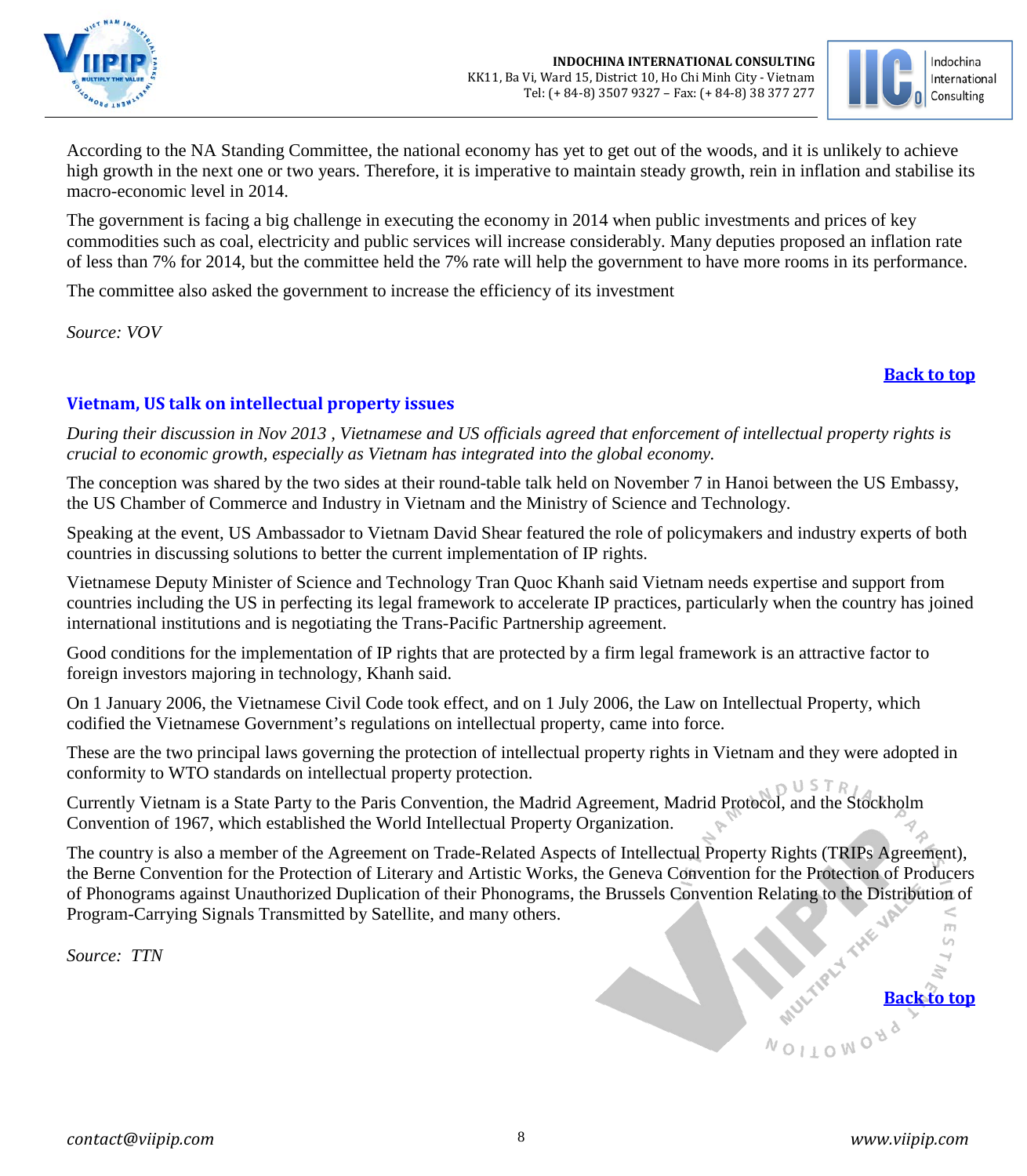According to the NA Standing Committee, the national economy has yet to get out of the woods, and it is unlikely to achieve high growth in the next one or two years. Therefore, it is imperative to maintain steady growth, rein in inflation and stabilise its macro-economic level in 2014.

The government is facing a big challenge in executing the economy in 2014 when public investments and prices of key commodities such as coal, electricity and public services will increase considerably. Many deputies proposed an inflation rate of less than 7% for 2014, but the committee held the 7% rate will help the government to have more rooms in its performance.

The committee also asked the government to increase the efficiency of its investment

*Source: VOV*

**Back to top**

## Vietnam, US talk on intellectual property issues

*During their discussion in Nov 2013 , Vietnamese and US officials agreed that enforcement of intellectual property rights is crucial to economic growth, especially as Vietnam has integrated into the global economy.*

The conception was shared by the two sides at their round-table talk held on November 7 in Hanoi between the US Embassy, the US Chamber of Commerce and Industry in Vietnam and the Ministry of Science and Technology.

Speaking at the event, US Ambassador to Vietnam David Shear featured the role of policymakers and industry experts of both countries in discussing solutions to better the current implementation of IP rights.

Vietnamese Deputy Minister of Science and Technology Tran Quoc Khanh said Vietnam needs expertise and support from countries including the US in perfecting its legal framework to accelerate IP practices, particularly when the country has joined international institutions and is negotiating the Trans-Pacific Partnership agreement.

Good conditions for the implementation of IP rights that are protected by a firm legal framework is an attractive factor to foreign investors majoring in technology, Khanh said.

On 1 January 2006, the Vietnamese Civil Code took effect, and on 1 July 2006, the Law on Intellectual Property, which codified the Vietnamese Government's regulations on intellectual property, came into force.

These are the two principal laws governing the protection of intellectual property rights in Vietnam and they were adopted in conformity to WTO standards on intellectual property protection.

Currently Vietnam is a State Party to the Paris Convention, the Madrid Agreement, Madrid Protocol, and the Stockholm Convention of 1967, which established the World Intellectual Property Organization.

The country is also a member of the Agreement on Trade-Related Aspects of Intellectual Property Rights (TRIPs Agreement), the Berne Convention for the Protection of Literary and Artistic Works, the Geneva Convention for the Protection of Producers of Phonograms against Unauthorized Duplication of their Phonograms, the Brussels Convention Relating to the Distribution of Program-Carrying Signals Transmitted by Satellite, and many others.

*Source: TTN*

**Back to top**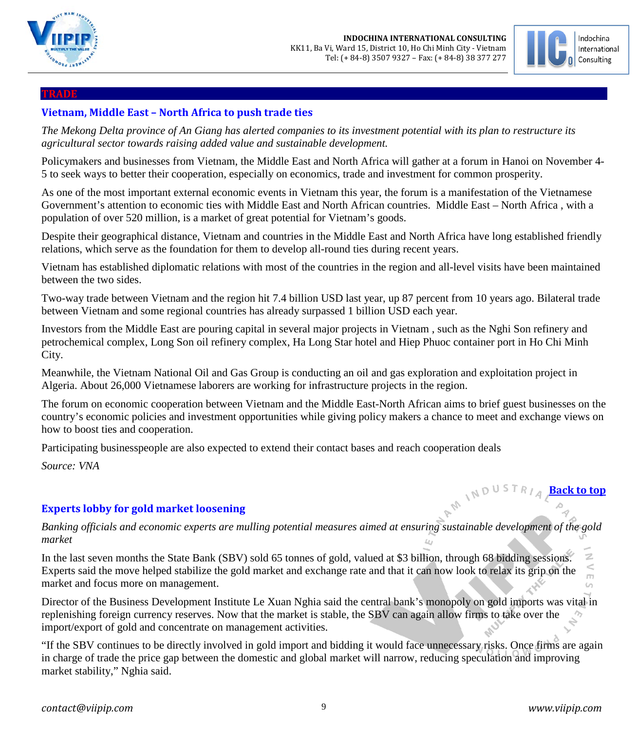## TRADE

### Vietnam, Middle East – North Africa to push trade ties

*The Mekong Delta province of An Giang has alerted companies to its investment potential with its plan to restructure its agricultural sector towards raising added value and sustainable development.*

Policymakers and businesses from Vietnam, the Middle East and North Africa will gather at a forum in Hanoi on November 4-5 to seek ways to better their cooperation, especially on economics, trade and investment for common prosperity.

As one of the most important external economic events in Vietnam this year, the forum is a manifestation of the Vietnamese Government's attention to economic ties with Middle East and North African countries. Middle East – North Africa , with a population of over 520 million, is a market of great potential for Vietnam's goods.

Despite their geographical distance, Vietnam and countries in the Middle East and North Africa have long established friendly relations, which serve as the foundation for them to develop all-round ties during recent years.

Vietnam has established diplomatic relations with most of the countries in the region and all-level visits have been maintained between the two sides.

Two-way trade between Vietnam and the region hit 7.4 billion USD last year, up 87 percent from 10 years ago. Bilateral trade between Vietnam and some regional countries has already surpassed 1 billion USD each year.

Investors from the Middle East are pouring capital in several major projects in Vietnam , such as the Nghi Son refinery and petrochemical complex, Long Son oil refinery complex, Ha Long Star hotel and Hiep Phuoc container port in Ho Chi Minh City.

Meanwhile, the Vietnam National Oil and Gas Group is conducting an oil and gas exploration and exploitation project in Algeria. About 26,000 Vietnamese laborers are working for infrastructure projects in the region.

The forum on economic cooperation between Vietnam and the Middle East-North African aims to brief guest businesses on the country's economic policies and investment opportunities while giving policy makers a chance to meet and exchange views on how to boost ties and cooperation.

Participating businesspeople are also expected to extend their contact bases and reach cooperation deals

*Source: VNA*

**Back to top**

### Experts lobby for gold market loosening

*Banking officials and economic experts are mulling potential measures aimed at ensuring sustainable development of the gold market*

In the last seven months the State Bank (SBV) sold 65 tonnes of gold, valued at $3 billion, through 68 bidding sessions. Experts said the move helped stabilize the gold market and exchange rate and that it can now look to relax its grip on the market and focus more on management.

Director of the Business Development Institute Le Xuan Nghia said the central bank's monopoly on gold imports was vital in replenishing foreign currency reserves. Now that the market is stable, the SBV can again allow firms to take over the import/export of gold and concentrate on management activities.

"If the SBV continues to be directly involved in gold import and bidding it would face unnecessary risks. Once firms are again in charge of trade the price gap between the domestic and global market will narrow, reducing speculation and improving market stability," Nghia said.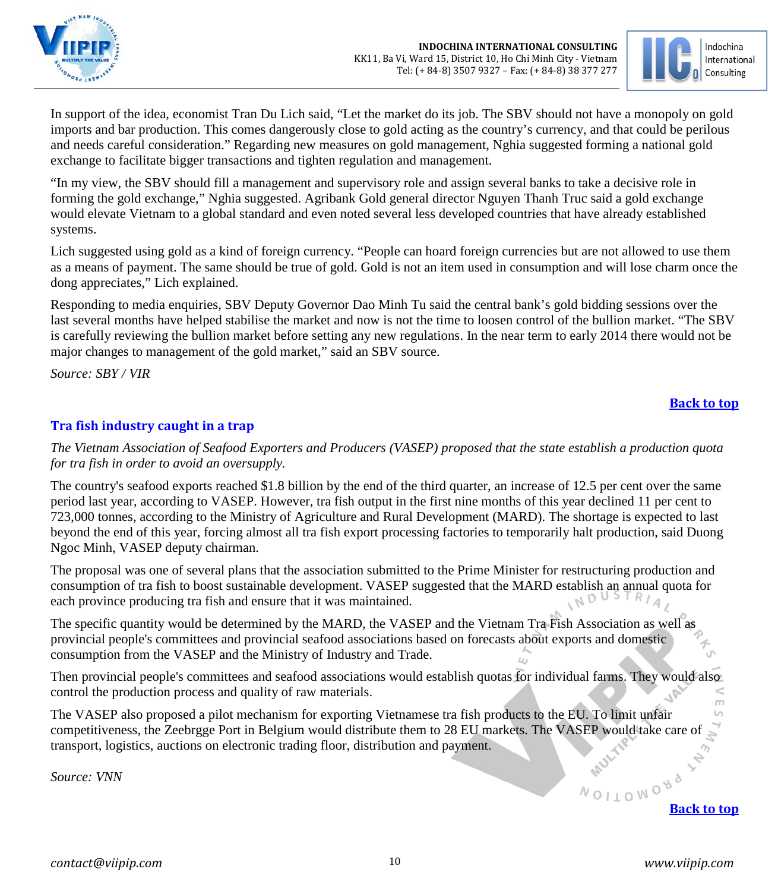In support of the idea, economist Tran Du Lich said, "Let the market do its job. The SBV should not have a monopoly on gold imports and bar production. This comes dangerously close to gold acting as the country's currency, and that could be perilous and needs careful consideration." Regarding new measures on gold management, Nghia suggested forming a national gold exchange to facilitate bigger transactions and tighten regulation and management.

"In my view, the SBV should fill a management and supervisory role and assign several banks to take a decisive role in forming the gold exchange," Nghia suggested. Agribank Gold general director Nguyen Thanh Truc said a gold exchange would elevate Vietnam to a global standard and even noted several less developed countries that have already established systems.

Lich suggested using gold as a kind of foreign currency. "People can hoard foreign currencies but are not allowed to use them as a means of payment. The same should be true of gold. Gold is not an item used in consumption and will lose charm once the dong appreciates," Lich explained.

Responding to media enquiries, SBV Deputy Governor Dao Minh Tu said the central bank's gold bidding sessions over the last several months have helped stabilise the market and now is not the time to loosen control of the bullion market. "The SBV is carefully reviewing the bullion market before setting any new regulations. In the near term to early 2014 there would not be major changes to management of the gold market," said an SBV source.

*Source: SBY / VIR*

**Back to top**

## Tra fish industry caught in a trap

*The Vietnam Association of Seafood Exporters and Producers (VASEP) proposed that the state establish a production quota for tra fish in order to avoid an oversupply.*

The country's seafood exports reached $1.8 billion by the end of the third quarter, an increase of 12.5 per cent over the same period last year, according to VASEP. However, tra fish output in the first nine months of this year declined 11 per cent to 723,000 tonnes, according to the Ministry of Agriculture and Rural Development (MARD). The shortage is expected to last beyond the end of this year, forcing almost all tra fish export processing factories to temporarily halt production, said Duong Ngoc Minh, VASEP deputy chairman.

The proposal was one of several plans that the association submitted to the Prime Minister for restructuring production and consumption of tra fish to boost sustainable development. VASEP suggested that the MARD establish an annual quota for each province producing tra fish and ensure that it was maintained.

The specific quantity would be determined by the MARD, the VASEP and the Vietnam Tra Fish Association as well as provincial people's committees and provincial seafood associations based on forecasts about exports and domestic consumption from the VASEP and the Ministry of Industry and Trade.

Then provincial people's committees and seafood associations would establish quotas for individual farms. They would also control the production process and quality of raw materials.

The VASEP also proposed a pilot mechanism for exporting Vietnamese tra fish products to the EU. To limit unfair competitiveness, the Zeebrgge Port in Belgium would distribute them to 28 EU markets. The VASEP would take care of transport, logistics, auctions on electronic trading floor, distribution and payment.

*Source: VNN*

**Back to top**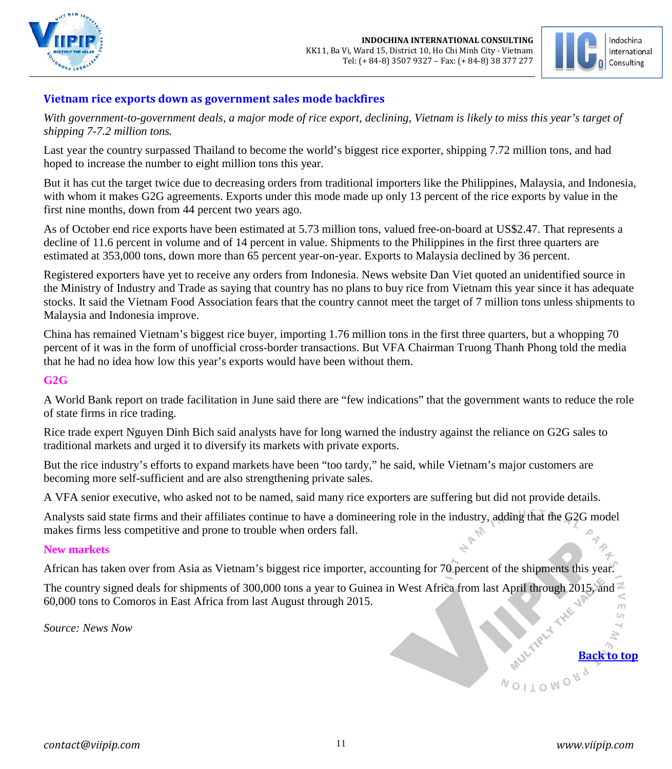## Vietnam rice exports down as government sales mode backfires

*With government-to-government deals, a major mode of rice export, declining, Vietnam is likely to miss this year's target of shipping 7-7.2 million tons.*

Last year the country surpassed Thailand to become the world's biggest rice exporter, shipping 7.72 million tons, and had hoped to increase the number to eight million tons this year.

But it has cut the target twice due to decreasing orders from traditional importers like the Philippines, Malaysia, and Indonesia, with whom it makes G2G agreements. Exports under this mode made up only 13 percent of the rice exports by value in the first nine months, down from 44 percent two years ago.

As of October end rice exports have been estimated at 5.73 million tons, valued free-on-board at US$2.47. That represents a decline of 11.6 percent in volume and of 14 percent in value. Shipments to the Philippines in the first three quarters are estimated at 353,000 tons, down more than 65 percent year-on-year. Exports to Malaysia declined by 36 percent.

Registered exporters have yet to receive any orders from Indonesia. News website Dan Viet quoted an unidentified source in the Ministry of Industry and Trade as saying that country has no plans to buy rice from Vietnam this year since it has adequate stocks. It said the Vietnam Food Association fears that the country cannot meet the target of 7 million tons unless shipments to Malaysia and Indonesia improve.

China has remained Vietnam's biggest rice buyer, importing 1.76 million tons in the first three quarters, but a whopping 70 percent of it was in the form of unofficial cross-border transactions. But VFA Chairman Truong Thanh Phong told the media that he had no idea how low this year's exports would have been without them.

### G2G

A World Bank report on trade facilitation in June said there are "few indications" that the government wants to reduce the role of state firms in rice trading.

Rice trade expert Nguyen Dinh Bich said analysts have for long warned the industry against the reliance on G2G sales to traditional markets and urged it to diversify its markets with private exports.

But the rice industry's efforts to expand markets have been "too tardy," he said, while Vietnam's major customers are becoming more self-sufficient and are also strengthening private sales.

A VFA senior executive, who asked not to be named, said many rice exporters are suffering but did not provide details.

Analysts said state firms and their affiliates continue to have a domineering role in the industry, adding that the G2G model makes firms less competitive and prone to trouble when orders fall.

### New markets

African has taken over from Asia as Vietnam's biggest rice importer, accounting for 70 percent of the shipments this year.

The country signed deals for shipments of 300,000 tons a year to Guinea in West Africa from last April through 2015, and 60,000 tons to Comoros in East Africa from last August through 2015.

*Source: News Now*

Back to top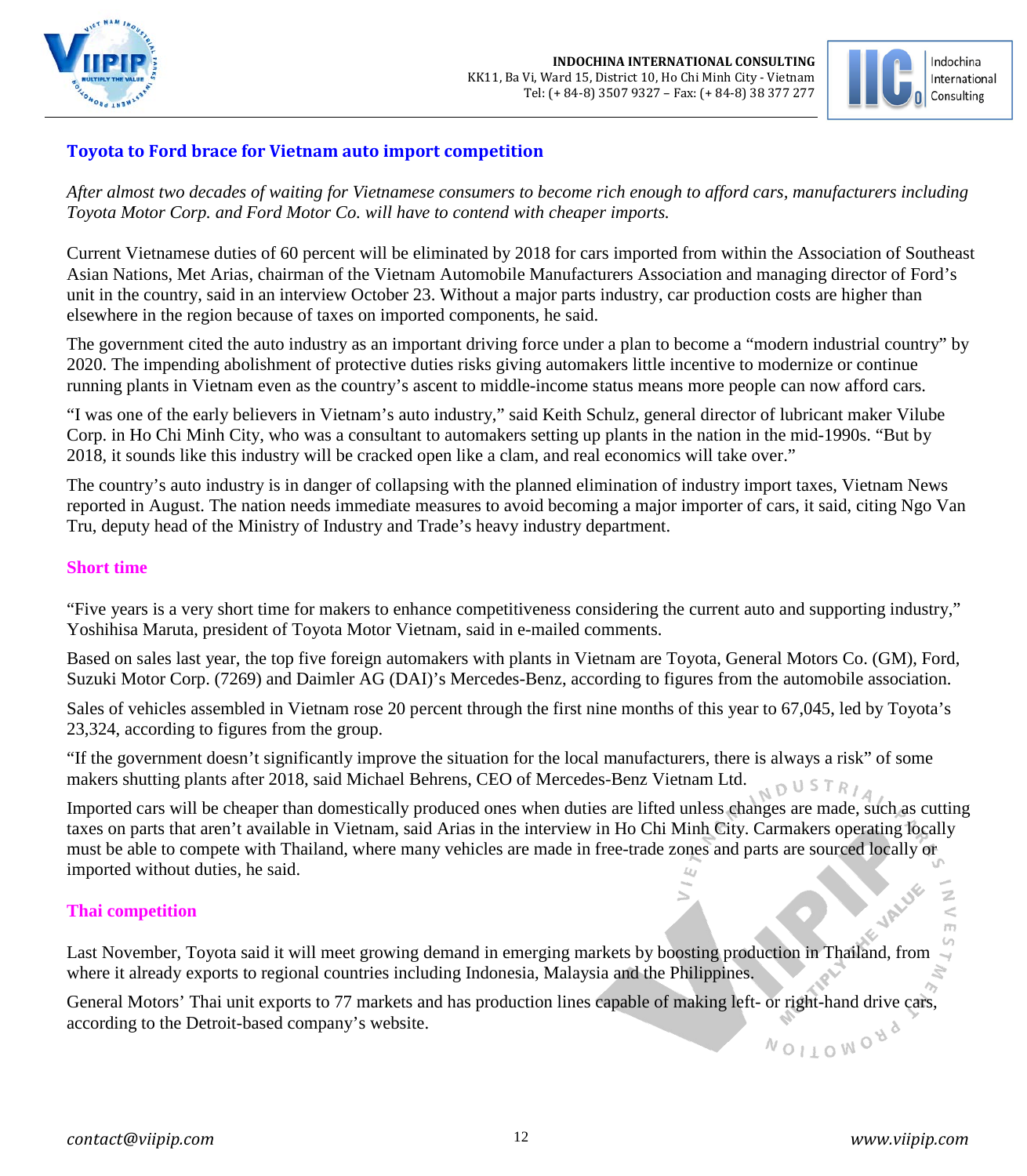## Toyota to Ford brace for Vietnam auto import competition

*After almost two decades of waiting for Vietnamese consumers to become rich enough to afford cars, manufacturers including Toyota Motor Corp. and Ford Motor Co. will have to contend with cheaper imports.*

Current Vietnamese duties of 60 percent will be eliminated by 2018 for cars imported from within the Association of Southeast Asian Nations, Met Arias, chairman of the Vietnam Automobile Manufacturers Association and managing director of Ford's unit in the country, said in an interview October 23. Without a major parts industry, car production costs are higher than elsewhere in the region because of taxes on imported components, he said.

The government cited the auto industry as an important driving force under a plan to become a "modern industrial country" by 2020. The impending abolishment of protective duties risks giving automakers little incentive to modernize or continue running plants in Vietnam even as the country's ascent to middle-income status means more people can now afford cars.

"I was one of the early believers in Vietnam's auto industry," said Keith Schulz, general director of lubricant maker Vilube Corp. in Ho Chi Minh City, who was a consultant to automakers setting up plants in the nation in the mid-1990s. "But by 2018, it sounds like this industry will be cracked open like a clam, and real economics will take over."

The country's auto industry is in danger of collapsing with the planned elimination of industry import taxes, Vietnam News reported in August. The nation needs immediate measures to avoid becoming a major importer of cars, it said, citing Ngo Van Tru, deputy head of the Ministry of Industry and Trade's heavy industry department.

### Short time

"Five years is a very short time for makers to enhance competitiveness considering the current auto and supporting industry," Yoshihisa Maruta, president of Toyota Motor Vietnam, said in e-mailed comments.

Based on sales last year, the top five foreign automakers with plants in Vietnam are Toyota, General Motors Co. (GM), Ford, Suzuki Motor Corp. (7269) and Daimler AG (DAI)'s Mercedes-Benz, according to figures from the automobile association.

Sales of vehicles assembled in Vietnam rose 20 percent through the first nine months of this year to 67,045, led by Toyota's 23,324, according to figures from the group.

"If the government doesn't significantly improve the situation for the local manufacturers, there is always a risk" of some makers shutting plants after 2018, said Michael Behrens, CEO of Mercedes-Benz Vietnam Ltd.

Imported cars will be cheaper than domestically produced ones when duties are lifted unless changes are made, such as cutting taxes on parts that aren't available in Vietnam, said Arias in the interview in Ho Chi Minh City. Carmakers operating locally must be able to compete with Thailand, where many vehicles are made in free-trade zones and parts are sourced locally or imported without duties, he said.

### Thai competition

Last November, Toyota said it will meet growing demand in emerging markets by boosting production in Thailand, from where it already exports to regional countries including Indonesia, Malaysia and the Philippines.

General Motors' Thai unit exports to 77 markets and has production lines capable of making left- or right-hand drive cars, according to the Detroit-based company's website.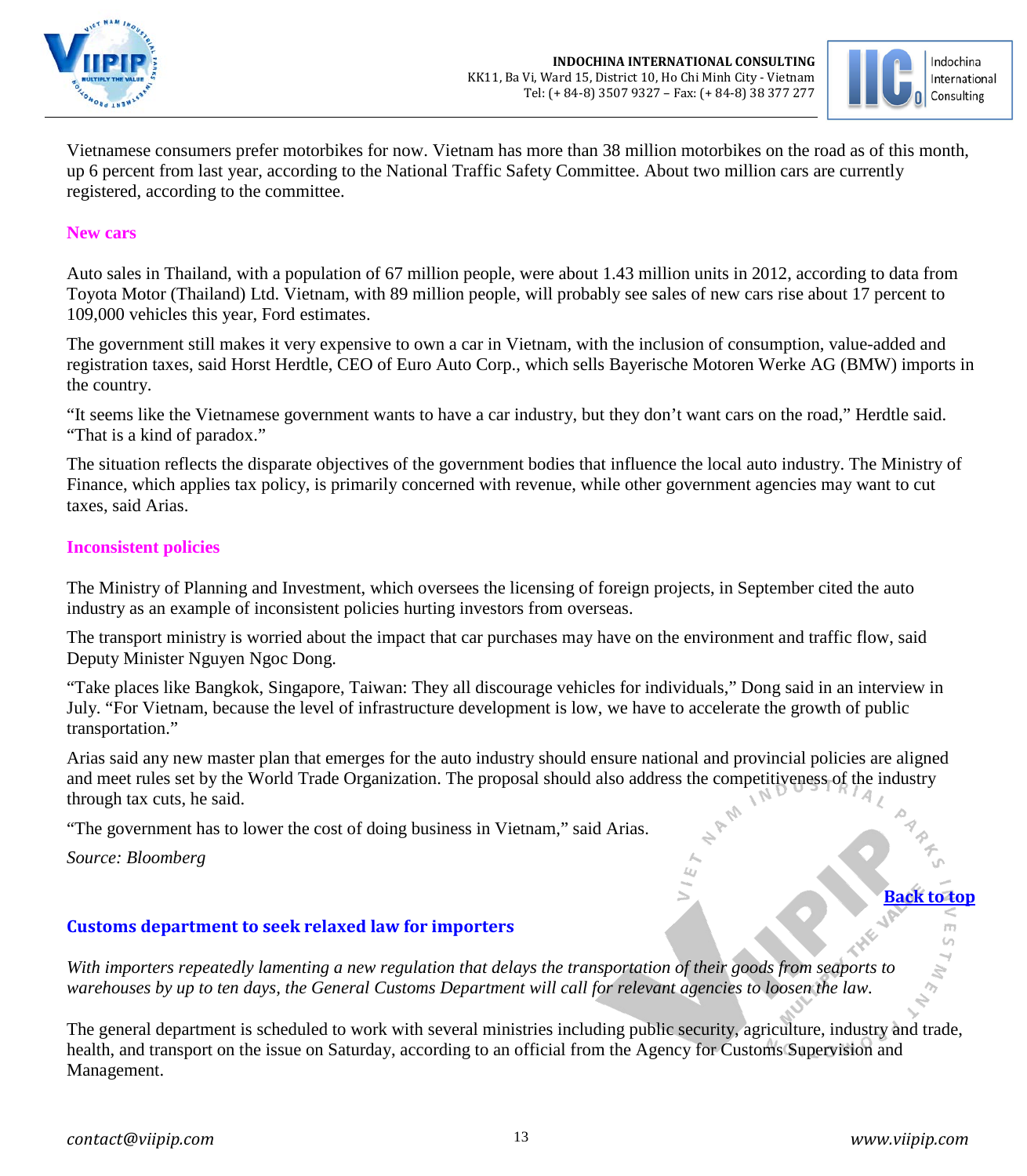Vietnamese consumers prefer motorbikes for now. Vietnam has more than 38 million motorbikes on the road as of this month, up 6 percent from last year, according to the National Traffic Safety Committee. About two million cars are currently registered, according to the committee.

### New cars

Auto sales in Thailand, with a population of 67 million people, were about 1.43 million units in 2012, according to data from Toyota Motor (Thailand) Ltd. Vietnam, with 89 million people, will probably see sales of new cars rise about 17 percent to 109,000 vehicles this year, Ford estimates.

The government still makes it very expensive to own a car in Vietnam, with the inclusion of consumption, value-added and registration taxes, said Horst Herdtle, CEO of Euro Auto Corp., which sells Bayerische Motoren Werke AG (BMW) imports in the country.

“It seems like the Vietnamese government wants to have a car industry, but they don’t want cars on the road,” Herdtle said. “That is a kind of paradox.”

The situation reflects the disparate objectives of the government bodies that influence the local auto industry. The Ministry of Finance, which applies tax policy, is primarily concerned with revenue, while other government agencies may want to cut taxes, said Arias.

### Inconsistent policies

The Ministry of Planning and Investment, which oversees the licensing of foreign projects, in September cited the auto industry as an example of inconsistent policies hurting investors from overseas.

The transport ministry is worried about the impact that car purchases may have on the environment and traffic flow, said Deputy Minister Nguyen Ngoc Dong.

“Take places like Bangkok, Singapore, Taiwan: They all discourage vehicles for individuals,” Dong said in an interview in July. “For Vietnam, because the level of infrastructure development is low, we have to accelerate the growth of public transportation.”

Arias said any new master plan that emerges for the auto industry should ensure national and provincial policies are aligned and meet rules set by the World Trade Organization. The proposal should also address the competitiveness of the industry through tax cuts, he said.

“The government has to lower the cost of doing business in Vietnam,” said Arias.

*Source: Bloomberg*

[Back to top]

## Customs department to seek relaxed law for importers

*With importers repeatedly lamenting a new regulation that delays the transportation of their goods from seaports to warehouses by up to ten days, the General Customs Department will call for relevant agencies to loosen the law.*

The general department is scheduled to work with several ministries including public security, agriculture, industry and trade, health, and transport on the issue on Saturday, according to an official from the Agency for Customs Supervision and Management.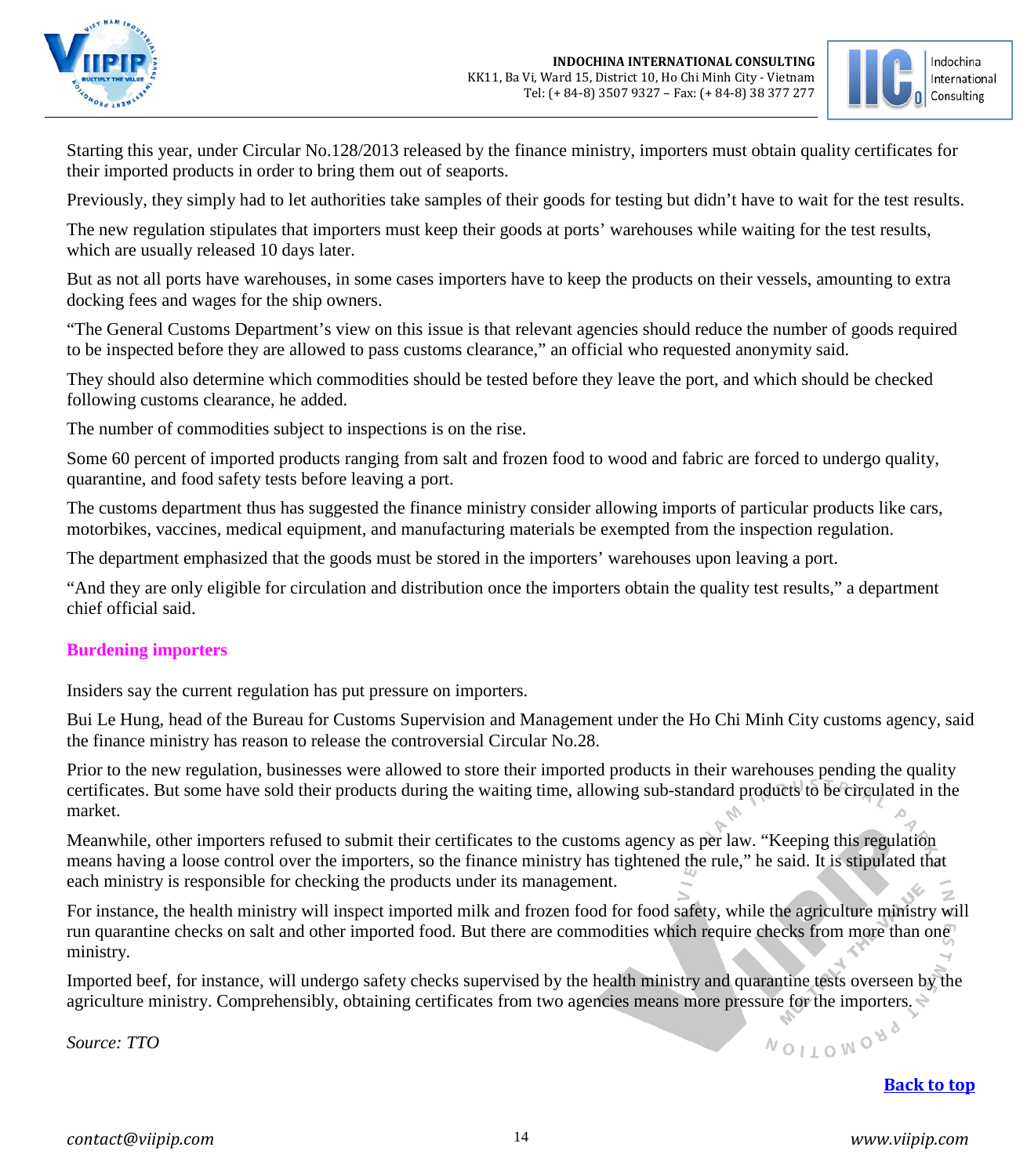Starting this year, under Circular No.128/2013 released by the finance ministry, importers must obtain quality certificates for their imported products in order to bring them out of seaports.

Previously, they simply had to let authorities take samples of their goods for testing but didn't have to wait for the test results.

The new regulation stipulates that importers must keep their goods at ports' warehouses while waiting for the test results, which are usually released 10 days later.

But as not all ports have warehouses, in some cases importers have to keep the products on their vessels, amounting to extra docking fees and wages for the ship owners.

"The General Customs Department's view on this issue is that relevant agencies should reduce the number of goods required to be inspected before they are allowed to pass customs clearance," an official who requested anonymity said.

They should also determine which commodities should be tested before they leave the port, and which should be checked following customs clearance, he added.

The number of commodities subject to inspections is on the rise.

Some 60 percent of imported products ranging from salt and frozen food to wood and fabric are forced to undergo quality, quarantine, and food safety tests before leaving a port.

The customs department thus has suggested the finance ministry consider allowing imports of particular products like cars, motorbikes, vaccines, medical equipment, and manufacturing materials be exempted from the inspection regulation.

The department emphasized that the goods must be stored in the importers' warehouses upon leaving a port.

"And they are only eligible for circulation and distribution once the importers obtain the quality test results," a department chief official said.

### Burdening importers

Insiders say the current regulation has put pressure on importers.

Bui Le Hung, head of the Bureau for Customs Supervision and Management under the Ho Chi Minh City customs agency, said the finance ministry has reason to release the controversial Circular No.28.

Prior to the new regulation, businesses were allowed to store their imported products in their warehouses pending the quality certificates. But some have sold their products during the waiting time, allowing sub-standard products to be circulated in the market.

Meanwhile, other importers refused to submit their certificates to the customs agency as per law. "Keeping this regulation means having a loose control over the importers, so the finance ministry has tightened the rule," he said. It is stipulated that each ministry is responsible for checking the products under its management.

For instance, the health ministry will inspect imported milk and frozen food for food safety, while the agriculture ministry will run quarantine checks on salt and other imported food. But there are commodities which require checks from more than one ministry.

Imported beef, for instance, will undergo safety checks supervised by the health ministry and quarantine tests overseen by the agriculture ministry. Comprehensibly, obtaining certificates from two agencies means more pressure for the importers.

*Source: TTO*

**Back to top**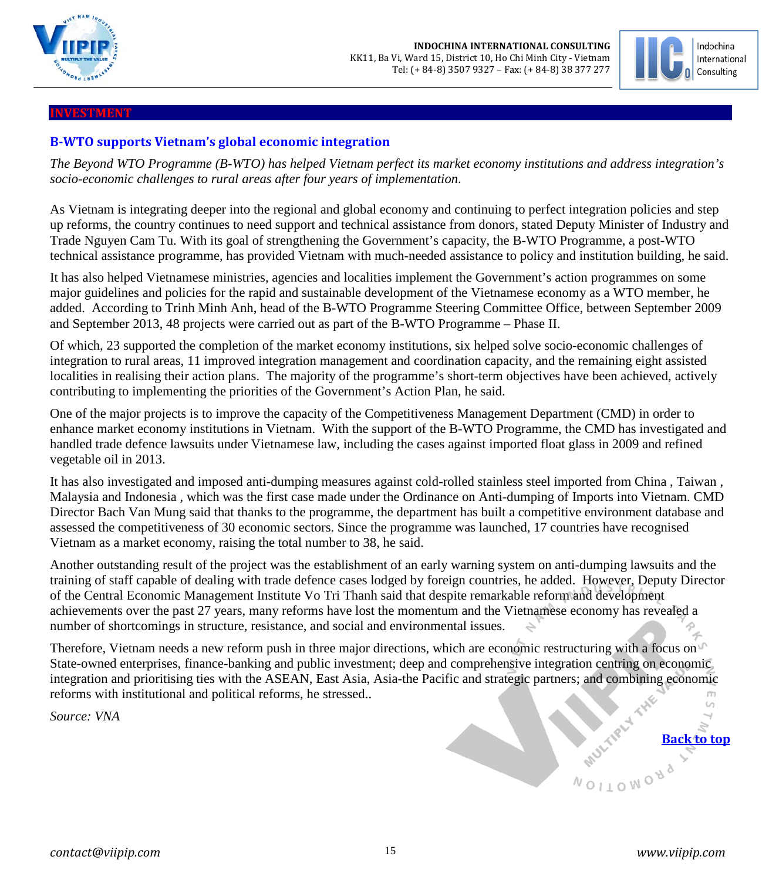## INVESTMENT

### B-WTO supports Vietnam's global economic integration

*The Beyond WTO Programme (B-WTO) has helped Vietnam perfect its market economy institutions and address integration's socio-economic challenges to rural areas after four years of implementation.*

As Vietnam is integrating deeper into the regional and global economy and continuing to perfect integration policies and step up reforms, the country continues to need support and technical assistance from donors, stated Deputy Minister of Industry and Trade Nguyen Cam Tu. With its goal of strengthening the Government's capacity, the B-WTO Programme, a post-WTO technical assistance programme, has provided Vietnam with much-needed assistance to policy and institution building, he said.

It has also helped Vietnamese ministries, agencies and localities implement the Government's action programmes on some major guidelines and policies for the rapid and sustainable development of the Vietnamese economy as a WTO member, he added. According to Trinh Minh Anh, head of the B-WTO Programme Steering Committee Office, between September 2009 and September 2013, 48 projects were carried out as part of the B-WTO Programme – Phase II.

Of which, 23 supported the completion of the market economy institutions, six helped solve socio-economic challenges of integration to rural areas, 11 improved integration management and coordination capacity, and the remaining eight assisted localities in realising their action plans. The majority of the programme's short-term objectives have been achieved, actively contributing to implementing the priorities of the Government's Action Plan, he said.

One of the major projects is to improve the capacity of the Competitiveness Management Department (CMD) in order to enhance market economy institutions in Vietnam. With the support of the B-WTO Programme, the CMD has investigated and handled trade defence lawsuits under Vietnamese law, including the cases against imported float glass in 2009 and refined vegetable oil in 2013.

It has also investigated and imposed anti-dumping measures against cold-rolled stainless steel imported from China , Taiwan , Malaysia and Indonesia , which was the first case made under the Ordinance on Anti-dumping of Imports into Vietnam. CMD Director Bach Van Mung said that thanks to the programme, the department has built a competitive environment database and assessed the competitiveness of 30 economic sectors. Since the programme was launched, 17 countries have recognised Vietnam as a market economy, raising the total number to 38, he said.

Another outstanding result of the project was the establishment of an early warning system on anti-dumping lawsuits and the training of staff capable of dealing with trade defence cases lodged by foreign countries, he added. However, Deputy Director of the Central Economic Management Institute Vo Tri Thanh said that despite remarkable reform and development achievements over the past 27 years, many reforms have lost the momentum and the Vietnamese economy has revealed a number of shortcomings in structure, resistance, and social and environmental issues.

Therefore, Vietnam needs a new reform push in three major directions, which are economic restructuring with a focus on State-owned enterprises, finance-banking and public investment; deep and comprehensive integration centring on economic integration and prioritising ties with the ASEAN, East Asia, Asia-the Pacific and strategic partners; and combining economic reforms with institutional and political reforms, he stressed..

*Source: VNA*

**Back to top**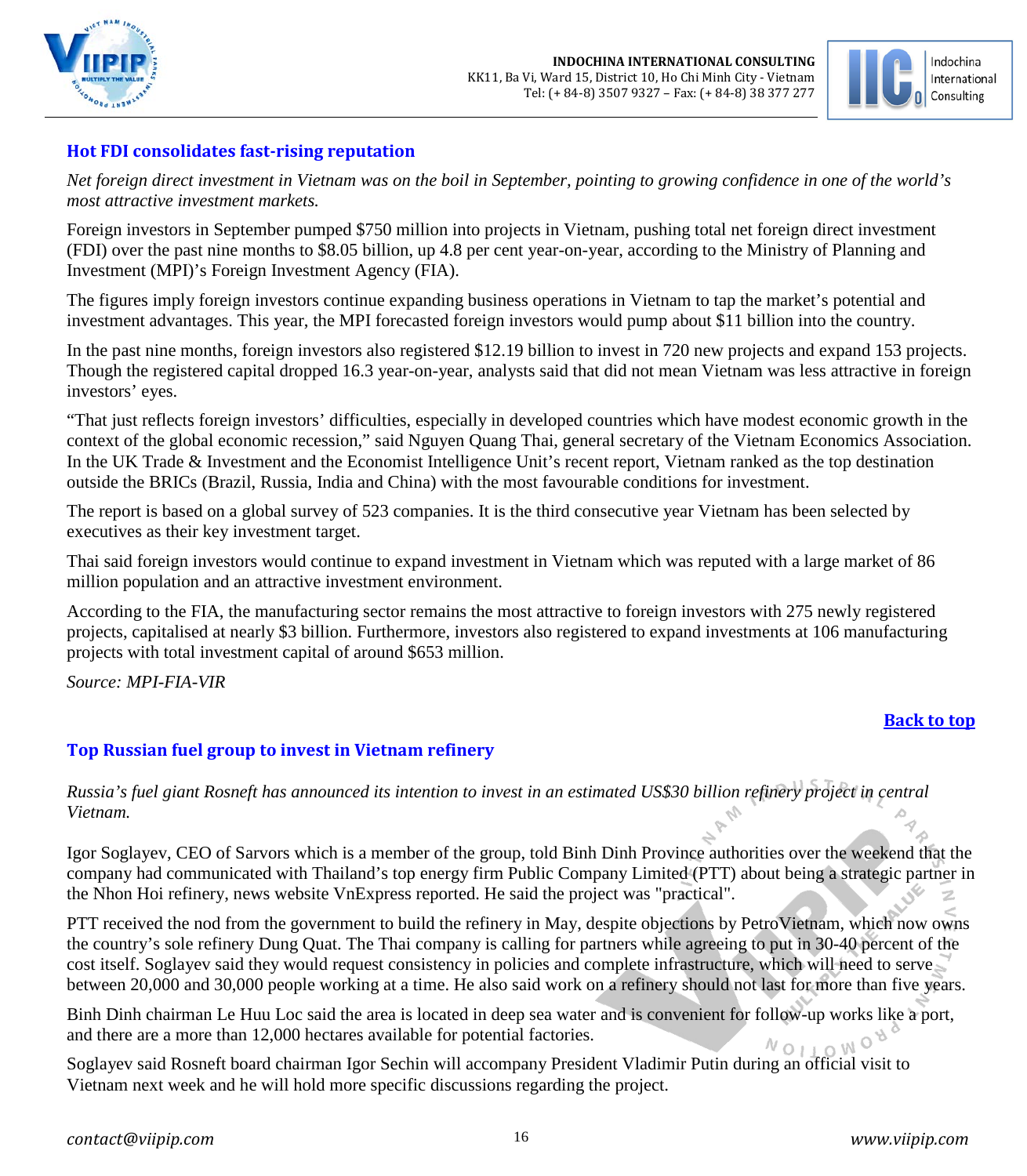## Hot FDI consolidates fast-rising reputation

*Net foreign direct investment in Vietnam was on the boil in September, pointing to growing confidence in one of the world's most attractive investment markets.*

Foreign investors in September pumped $750 million into projects in Vietnam, pushing total net foreign direct investment (FDI) over the past nine months to $8.05 billion, up 4.8 per cent year-on-year, according to the Ministry of Planning and Investment (MPI)'s Foreign Investment Agency (FIA).

The figures imply foreign investors continue expanding business operations in Vietnam to tap the market's potential and investment advantages. This year, the MPI forecasted foreign investors would pump about $11 billion into the country.

In the past nine months, foreign investors also registered $12.19 billion to invest in 720 new projects and expand 153 projects. Though the registered capital dropped 16.3 year-on-year, analysts said that did not mean Vietnam was less attractive in foreign investors' eyes.

"That just reflects foreign investors' difficulties, especially in developed countries which have modest economic growth in the context of the global economic recession," said Nguyen Quang Thai, general secretary of the Vietnam Economics Association. In the UK Trade & Investment and the Economist Intelligence Unit's recent report, Vietnam ranked as the top destination outside the BRICs (Brazil, Russia, India and China) with the most favourable conditions for investment.

The report is based on a global survey of 523 companies. It is the third consecutive year Vietnam has been selected by executives as their key investment target.

Thai said foreign investors would continue to expand investment in Vietnam which was reputed with a large market of 86 million population and an attractive investment environment.

According to the FIA, the manufacturing sector remains the most attractive to foreign investors with 275 newly registered projects, capitalised at nearly $3 billion. Furthermore, investors also registered to expand investments at 106 manufacturing projects with total investment capital of around $653 million.

*Source: MPI-FIA-VIR*

**Back to top**

## Top Russian fuel group to invest in Vietnam refinery

*Russia's fuel giant Rosneft has announced its intention to invest in an estimated US$30 billion refinery project in central Vietnam.*

Igor Soglayev, CEO of Sarvors which is a member of the group, told Binh Dinh Province authorities over the weekend that the company had communicated with Thailand's top energy firm Public Company Limited (PTT) about being a strategic partner in the Nhon Hoi refinery, news website VnExpress reported. He said the project was "practical".

PTT received the nod from the government to build the refinery in May, despite objections by PetroVietnam, which now owns the country's sole refinery Dung Quat. The Thai company is calling for partners while agreeing to put in 30-40 percent of the cost itself. Soglayev said they would request consistency in policies and complete infrastructure, which will need to serve between 20,000 and 30,000 people working at a time. He also said work on a refinery should not last for more than five years.

Binh Dinh chairman Le Huu Loc said the area is located in deep sea water and is convenient for follow-up works like a port, and there are a more than 12,000 hectares available for potential factories.

Soglayev said Rosneft board chairman Igor Sechin will accompany President Vladimir Putin during an official visit to Vietnam next week and he will hold more specific discussions regarding the project.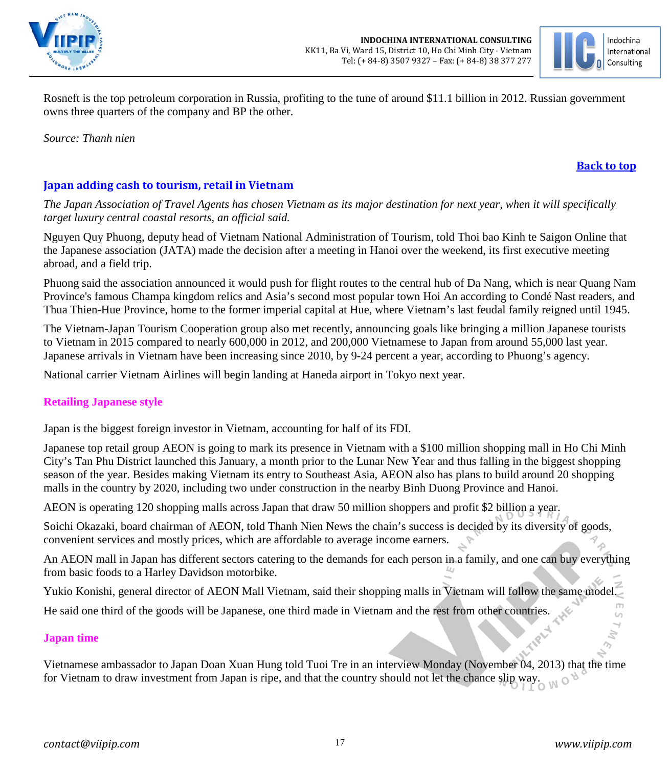Rosneft is the top petroleum corporation in Russia, profiting to the tune of around $11.1 billion in 2012. Russian government owns three quarters of the company and BP the other.

*Source: Thanh nien*

**Back to top**

## Japan adding cash to tourism, retail in Vietnam

*The Japan Association of Travel Agents has chosen Vietnam as its major destination for next year, when it will specifically target luxury central coastal resorts, an official said.*

Nguyen Quy Phuong, deputy head of Vietnam National Administration of Tourism, told Thoi bao Kinh te Saigon Online that the Japanese association (JATA) made the decision after a meeting in Hanoi over the weekend, its first executive meeting abroad, and a field trip.

Phuong said the association announced it would push for flight routes to the central hub of Da Nang, which is near Quang Nam Province's famous Champa kingdom relics and Asia's second most popular town Hoi An according to Condé Nast readers, and Thua Thien-Hue Province, home to the former imperial capital at Hue, where Vietnam's last feudal family reigned until 1945.

The Vietnam-Japan Tourism Cooperation group also met recently, announcing goals like bringing a million Japanese tourists to Vietnam in 2015 compared to nearly 600,000 in 2012, and 200,000 Vietnamese to Japan from around 55,000 last year. Japanese arrivals in Vietnam have been increasing since 2010, by 9-24 percent a year, according to Phuong's agency.

National carrier Vietnam Airlines will begin landing at Haneda airport in Tokyo next year.

### Retailing Japanese style

Japan is the biggest foreign investor in Vietnam, accounting for half of its FDI.

Japanese top retail group AEON is going to mark its presence in Vietnam with a $100 million shopping mall in Ho Chi Minh City's Tan Phu District launched this January, a month prior to the Lunar New Year and thus falling in the biggest shopping season of the year. Besides making Vietnam its entry to Southeast Asia, AEON also has plans to build around 20 shopping malls in the country by 2020, including two under construction in the nearby Binh Duong Province and Hanoi.

AEON is operating 120 shopping malls across Japan that draw 50 million shoppers and profit $2 billion a year.

Soichi Okazaki, board chairman of AEON, told Thanh Nien News the chain's success is decided by its diversity of goods, convenient services and mostly prices, which are affordable to average income earners.

An AEON mall in Japan has different sectors catering to the demands for each person in a family, and one can buy everything from basic foods to a Harley Davidson motorbike.

Yukio Konishi, general director of AEON Mall Vietnam, said their shopping malls in Vietnam will follow the same model.

He said one third of the goods will be Japanese, one third made in Vietnam and the rest from other countries.

### Japan time

Vietnamese ambassador to Japan Doan Xuan Hung told Tuoi Tre in an interview Monday (November 04, 2013) that the time for Vietnam to draw investment from Japan is ripe, and that the country should not let the chance slip way.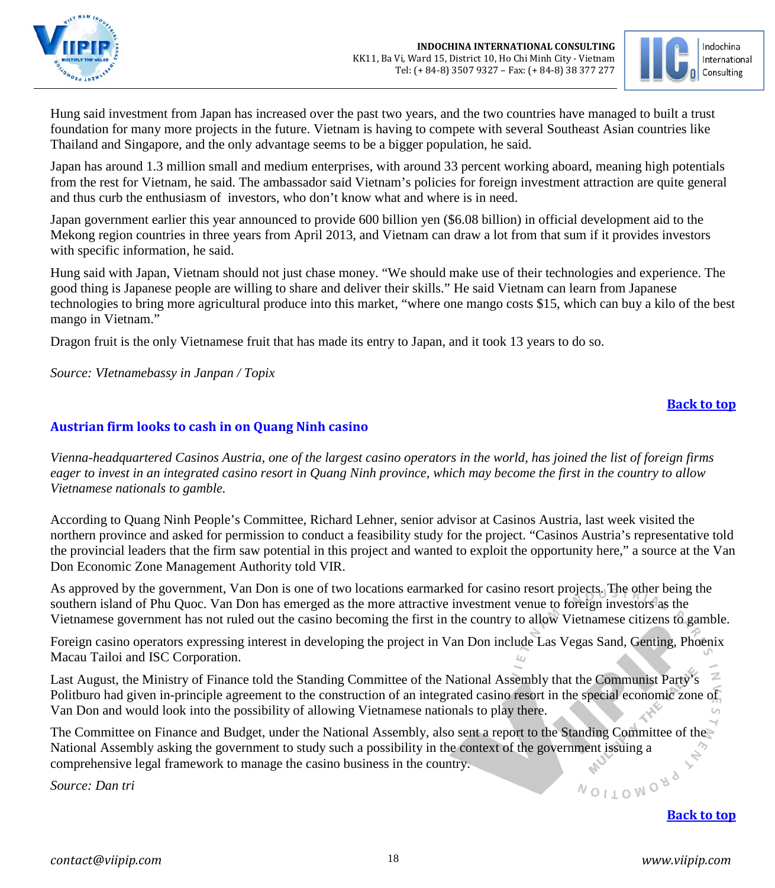Hung said investment from Japan has increased over the past two years, and the two countries have managed to built a trust foundation for many more projects in the future. Vietnam is having to compete with several Southeast Asian countries like Thailand and Singapore, and the only advantage seems to be a bigger population, he said.

Japan has around 1.3 million small and medium enterprises, with around 33 percent working aboard, meaning high potentials from the rest for Vietnam, he said. The ambassador said Vietnam's policies for foreign investment attraction are quite general and thus curb the enthusiasm of investors, who don't know what and where is in need.

Japan government earlier this year announced to provide 600 billion yen ($6.08 billion) in official development aid to the Mekong region countries in three years from April 2013, and Vietnam can draw a lot from that sum if it provides investors with specific information, he said.

Hung said with Japan, Vietnam should not just chase money. "We should make use of their technologies and experience. The good thing is Japanese people are willing to share and deliver their skills." He said Vietnam can learn from Japanese technologies to bring more agricultural produce into this market, "where one mango costs $15, which can buy a kilo of the best mango in Vietnam."

Dragon fruit is the only Vietnamese fruit that has made its entry to Japan, and it took 13 years to do so.

*Source: VIetnamebassy in Janpan / Topix*

**Back to top**

## Austrian firm looks to cash in on Quang Ninh casino

*Vienna-headquartered Casinos Austria, one of the largest casino operators in the world, has joined the list of foreign firms eager to invest in an integrated casino resort in Quang Ninh province, which may become the first in the country to allow Vietnamese nationals to gamble.*

According to Quang Ninh People's Committee, Richard Lehner, senior advisor at Casinos Austria, last week visited the northern province and asked for permission to conduct a feasibility study for the project. "Casinos Austria's representative told the provincial leaders that the firm saw potential in this project and wanted to exploit the opportunity here," a source at the Van Don Economic Zone Management Authority told VIR.

As approved by the government, Van Don is one of two locations earmarked for casino resort projects. The other being the southern island of Phu Quoc. Van Don has emerged as the more attractive investment venue to foreign investors as the Vietnamese government has not ruled out the casino becoming the first in the country to allow Vietnamese citizens to gamble.

Foreign casino operators expressing interest in developing the project in Van Don include Las Vegas Sand, Genting, Phoenix Macau Tailoi and ISC Corporation.

Last August, the Ministry of Finance told the Standing Committee of the National Assembly that the Communist Party's Politburo had given in-principle agreement to the construction of an integrated casino resort in the special economic zone of Van Don and would look into the possibility of allowing Vietnamese nationals to play there.

The Committee on Finance and Budget, under the National Assembly, also sent a report to the Standing Committee of the National Assembly asking the government to study such a possibility in the context of the government issuing a comprehensive legal framework to manage the casino business in the country.

*Source: Dan tri*

**Back to top**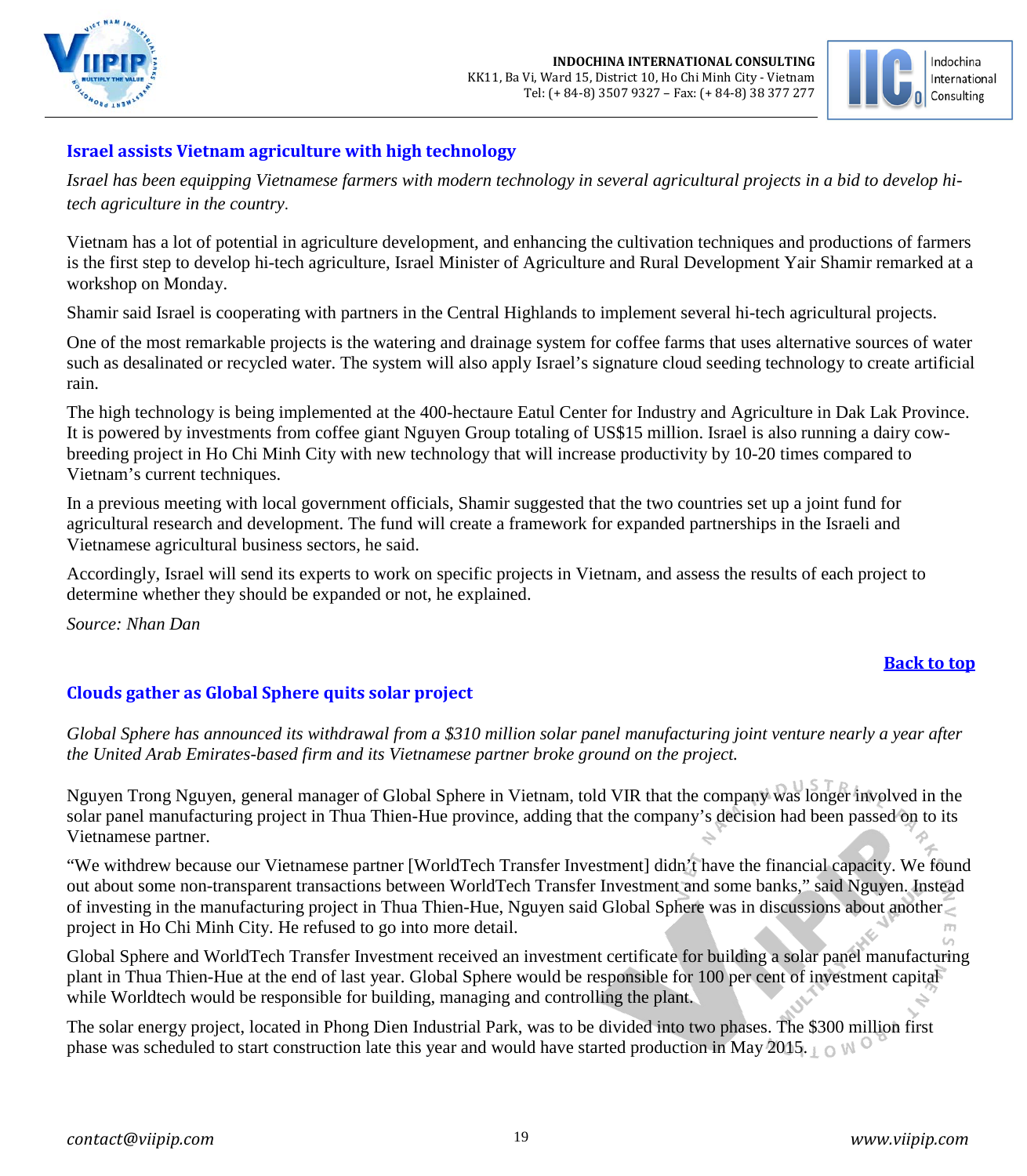## Israel assists Vietnam agriculture with high technology

*Israel has been equipping Vietnamese farmers with modern technology in several agricultural projects in a bid to develop hi-tech agriculture in the country.*

Vietnam has a lot of potential in agriculture development, and enhancing the cultivation techniques and productions of farmers is the first step to develop hi-tech agriculture, Israel Minister of Agriculture and Rural Development Yair Shamir remarked at a workshop on Monday.

Shamir said Israel is cooperating with partners in the Central Highlands to implement several hi-tech agricultural projects.

One of the most remarkable projects is the watering and drainage system for coffee farms that uses alternative sources of water such as desalinated or recycled water. The system will also apply Israel's signature cloud seeding technology to create artificial rain.

The high technology is being implemented at the 400-hectaure Eatul Center for Industry and Agriculture in Dak Lak Province. It is powered by investments from coffee giant Nguyen Group totaling of US$15 million. Israel is also running a dairy cow-breeding project in Ho Chi Minh City with new technology that will increase productivity by 10-20 times compared to Vietnam's current techniques.

In a previous meeting with local government officials, Shamir suggested that the two countries set up a joint fund for agricultural research and development. The fund will create a framework for expanded partnerships in the Israeli and Vietnamese agricultural business sectors, he said.

Accordingly, Israel will send its experts to work on specific projects in Vietnam, and assess the results of each project to determine whether they should be expanded or not, he explained.

*Source: Nhan Dan*

**Back to top**

## Clouds gather as Global Sphere quits solar project

*Global Sphere has announced its withdrawal from a $310 million solar panel manufacturing joint venture nearly a year after the United Arab Emirates-based firm and its Vietnamese partner broke ground on the project.*

Nguyen Trong Nguyen, general manager of Global Sphere in Vietnam, told VIR that the company was longer involved in the solar panel manufacturing project in Thua Thien-Hue province, adding that the company's decision had been passed on to its Vietnamese partner.

"We withdrew because our Vietnamese partner [WorldTech Transfer Investment] didn't have the financial capacity. We found out about some non-transparent transactions between WorldTech Transfer Investment and some banks," said Nguyen. Instead of investing in the manufacturing project in Thua Thien-Hue, Nguyen said Global Sphere was in discussions about another project in Ho Chi Minh City. He refused to go into more detail.

Global Sphere and WorldTech Transfer Investment received an investment certificate for building a solar panel manufacturing plant in Thua Thien-Hue at the end of last year. Global Sphere would be responsible for 100 per cent of investment capital while Worldtech would be responsible for building, managing and controlling the plant.

The solar energy project, located in Phong Dien Industrial Park, was to be divided into two phases. The $300 million first phase was scheduled to start construction late this year and would have started production in May 2015.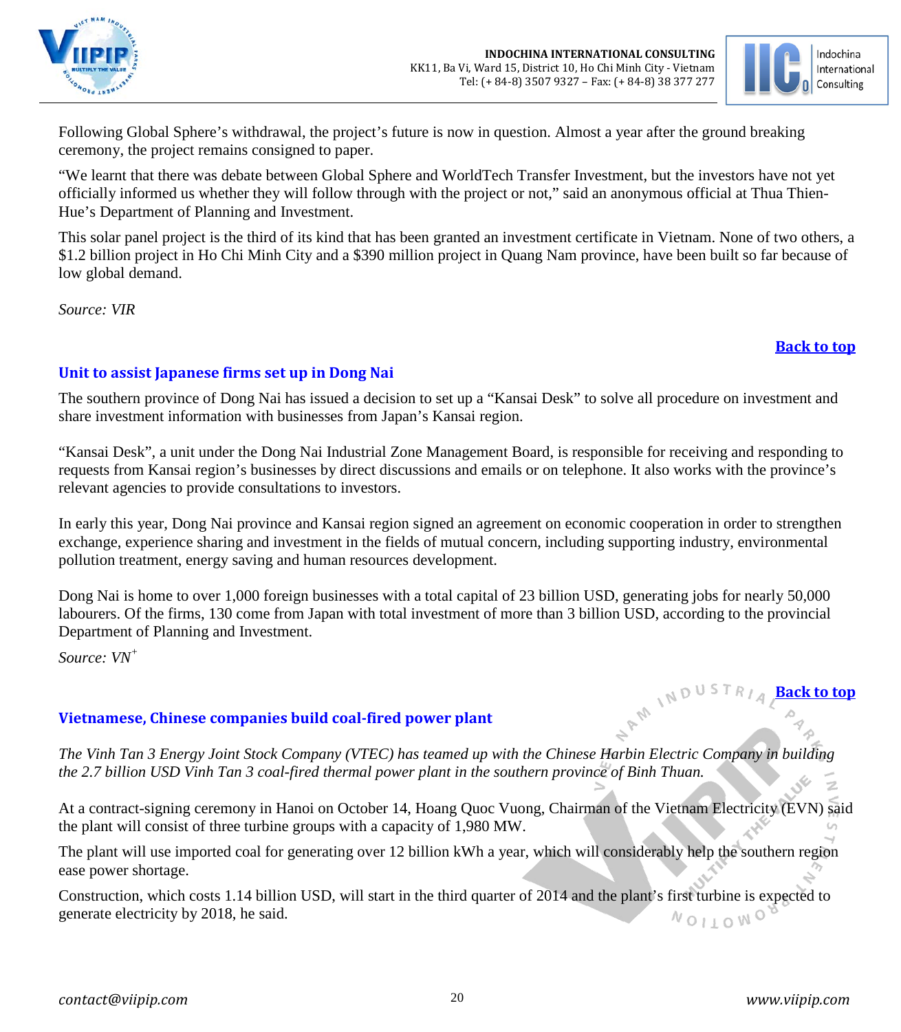Following Global Sphere's withdrawal, the project's future is now in question. Almost a year after the ground breaking ceremony, the project remains consigned to paper.

"We learnt that there was debate between Global Sphere and WorldTech Transfer Investment, but the investors have not yet officially informed us whether they will follow through with the project or not," said an anonymous official at Thua Thien-Hue's Department of Planning and Investment.

This solar panel project is the third of its kind that has been granted an investment certificate in Vietnam. None of two others, a $1.2 billion project in Ho Chi Minh City and a $390 million project in Quang Nam province, have been built so far because of low global demand.

*Source: VIR*

**Back to top**

## Unit to assist Japanese firms set up in Dong Nai

The southern province of Dong Nai has issued a decision to set up a "Kansai Desk" to solve all procedure on investment and share investment information with businesses from Japan's Kansai region.

"Kansai Desk", a unit under the Dong Nai Industrial Zone Management Board, is responsible for receiving and responding to requests from Kansai region's businesses by direct discussions and emails or on telephone. It also works with the province's relevant agencies to provide consultations to investors.

In early this year, Dong Nai province and Kansai region signed an agreement on economic cooperation in order to strengthen exchange, experience sharing and investment in the fields of mutual concern, including supporting industry, environmental pollution treatment, energy saving and human resources development.

Dong Nai is home to over 1,000 foreign businesses with a total capital of 23 billion USD, generating jobs for nearly 50,000 labourers. Of the firms, 130 come from Japan with total investment of more than 3 billion USD, according to the provincial Department of Planning and Investment.

*Source: VN+*

**Back to top**

## Vietnamese, Chinese companies build coal-fired power plant

*The Vinh Tan 3 Energy Joint Stock Company (VTEC) has teamed up with the Chinese Harbin Electric Company in building the 2.7 billion USD Vinh Tan 3 coal-fired thermal power plant in the southern province of Binh Thuan.*

At a contract-signing ceremony in Hanoi on October 14, Hoang Quoc Vuong, Chairman of the Vietnam Electricity (EVN) said the plant will consist of three turbine groups with a capacity of 1,980 MW.

The plant will use imported coal for generating over 12 billion kWh a year, which will considerably help the southern region ease power shortage.

Construction, which costs 1.14 billion USD, will start in the third quarter of 2014 and the plant's first turbine is expected to generate electricity by 2018, he said.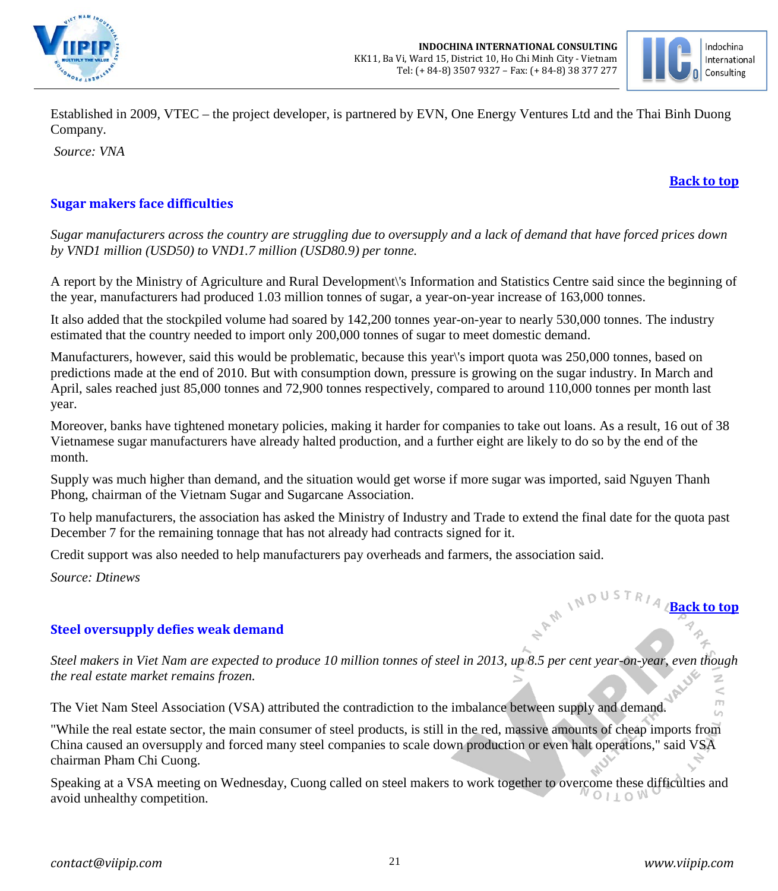Established in 2009, VTEC – the project developer, is partnered by EVN, One Energy Ventures Ltd and the Thai Binh Duong Company.

*Source: VNA*

**Back to top**

## Sugar makers face difficulties

*Sugar manufacturers across the country are struggling due to oversupply and a lack of demand that have forced prices down by VND1 million (USD50) to VND1.7 million (USD80.9) per tonne.*

A report by the Ministry of Agriculture and Rural Development\'s Information and Statistics Centre said since the beginning of the year, manufacturers had produced 1.03 million tonnes of sugar, a year-on-year increase of 163,000 tonnes.

It also added that the stockpiled volume had soared by 142,200 tonnes year-on-year to nearly 530,000 tonnes. The industry estimated that the country needed to import only 200,000 tonnes of sugar to meet domestic demand.

Manufacturers, however, said this would be problematic, because this year\'s import quota was 250,000 tonnes, based on predictions made at the end of 2010. But with consumption down, pressure is growing on the sugar industry. In March and April, sales reached just 85,000 tonnes and 72,900 tonnes respectively, compared to around 110,000 tonnes per month last year.

Moreover, banks have tightened monetary policies, making it harder for companies to take out loans. As a result, 16 out of 38 Vietnamese sugar manufacturers have already halted production, and a further eight are likely to do so by the end of the month.

Supply was much higher than demand, and the situation would get worse if more sugar was imported, said Nguyen Thanh Phong, chairman of the Vietnam Sugar and Sugarcane Association.

To help manufacturers, the association has asked the Ministry of Industry and Trade to extend the final date for the quota past December 7 for the remaining tonnage that has not already had contracts signed for it.

Credit support was also needed to help manufacturers pay overheads and farmers, the association said.

*Source: Dtinews*

**Back to top**

## Steel oversupply defies weak demand

*Steel makers in Viet Nam are expected to produce 10 million tonnes of steel in 2013, up 8.5 per cent year-on-year, even though the real estate market remains frozen.*

The Viet Nam Steel Association (VSA) attributed the contradiction to the imbalance between supply and demand.

"While the real estate sector, the main consumer of steel products, is still in the red, massive amounts of cheap imports from China caused an oversupply and forced many steel companies to scale down production or even halt operations," said VSA chairman Pham Chi Cuong.

Speaking at a VSA meeting on Wednesday, Cuong called on steel makers to work together to overcome these difficulties and avoid unhealthy competition.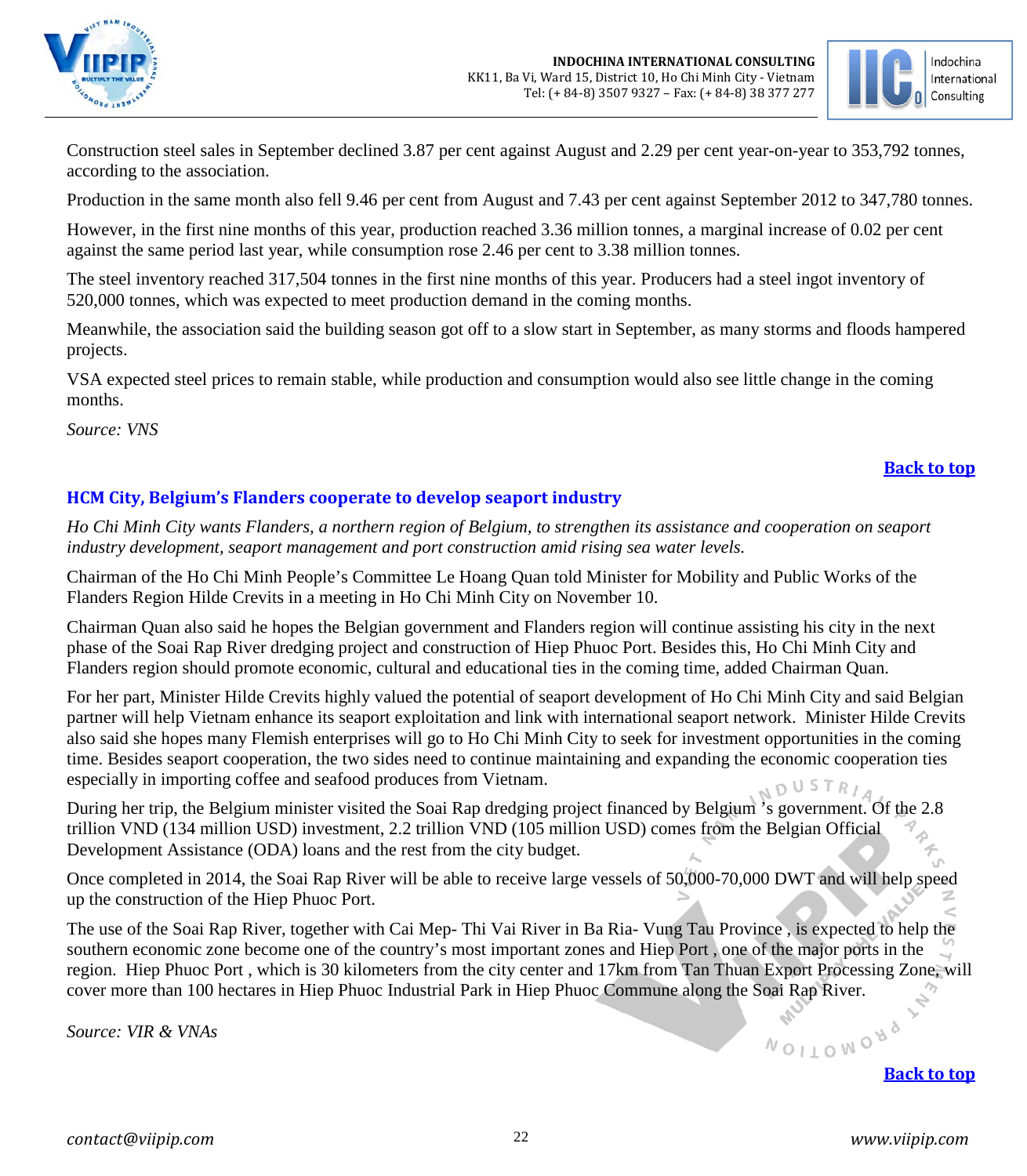Construction steel sales in September declined 3.87 per cent against August and 2.29 per cent year-on-year to 353,792 tonnes, according to the association.

Production in the same month also fell 9.46 per cent from August and 7.43 per cent against September 2012 to 347,780 tonnes.

However, in the first nine months of this year, production reached 3.36 million tonnes, a marginal increase of 0.02 per cent against the same period last year, while consumption rose 2.46 per cent to 3.38 million tonnes.

The steel inventory reached 317,504 tonnes in the first nine months of this year. Producers had a steel ingot inventory of 520,000 tonnes, which was expected to meet production demand in the coming months.

Meanwhile, the association said the building season got off to a slow start in September, as many storms and floods hampered projects.

VSA expected steel prices to remain stable, while production and consumption would also see little change in the coming months.

*Source: VNS*

**Back to top**

## HCM City, Belgium's Flanders cooperate to develop seaport industry

*Ho Chi Minh City wants Flanders, a northern region of Belgium, to strengthen its assistance and cooperation on seaport industry development, seaport management and port construction amid rising sea water levels.*

Chairman of the Ho Chi Minh People's Committee Le Hoang Quan told Minister for Mobility and Public Works of the Flanders Region Hilde Crevits in a meeting in Ho Chi Minh City on November 10.

Chairman Quan also said he hopes the Belgian government and Flanders region will continue assisting his city in the next phase of the Soai Rap River dredging project and construction of Hiep Phuoc Port. Besides this, Ho Chi Minh City and Flanders region should promote economic, cultural and educational ties in the coming time, added Chairman Quan.

For her part, Minister Hilde Crevits highly valued the potential of seaport development of Ho Chi Minh City and said Belgian partner will help Vietnam enhance its seaport exploitation and link with international seaport network. Minister Hilde Crevits also said she hopes many Flemish enterprises will go to Ho Chi Minh City to seek for investment opportunities in the coming time. Besides seaport cooperation, the two sides need to continue maintaining and expanding the economic cooperation ties especially in importing coffee and seafood produces from Vietnam.

During her trip, the Belgium minister visited the Soai Rap dredging project financed by Belgium 's government. Of the 2.8 trillion VND (134 million USD) investment, 2.2 trillion VND (105 million USD) comes from the Belgian Official Development Assistance (ODA) loans and the rest from the city budget.

Once completed in 2014, the Soai Rap River will be able to receive large vessels of 50,000-70,000 DWT and will help speed up the construction of the Hiep Phuoc Port.

The use of the Soai Rap River, together with Cai Mep- Thi Vai River in Ba Ria- Vung Tau Province , is expected to help the southern economic zone become one of the country's most important zones and Hiep Port , one of the major ports in the region. Hiep Phuoc Port , which is 30 kilometers from the city center and 17km from Tan Thuan Export Processing Zone, will cover more than 100 hectares in Hiep Phuoc Industrial Park in Hiep Phuoc Commune along the Soai Rap River.

*Source: VIR & VNAs*

**Back to top**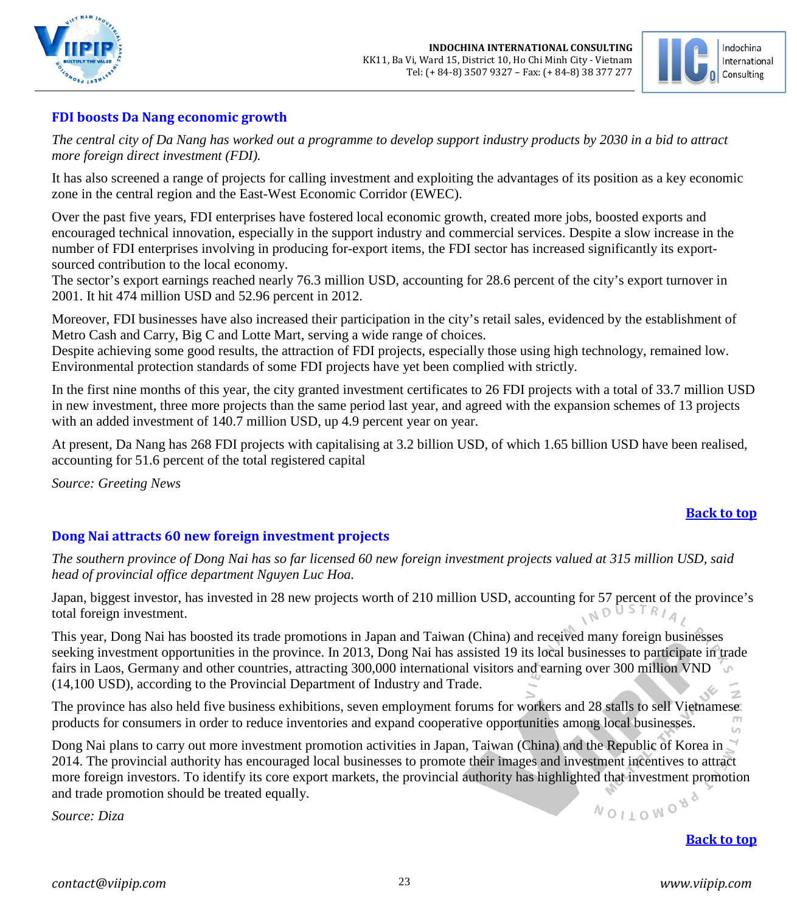## FDI boosts Da Nang economic growth

*The central city of Da Nang has worked out a programme to develop support industry products by 2030 in a bid to attract more foreign direct investment (FDI).*

It has also screened a range of projects for calling investment and exploiting the advantages of its position as a key economic zone in the central region and the East-West Economic Corridor (EWEC).

Over the past five years, FDI enterprises have fostered local economic growth, created more jobs, boosted exports and encouraged technical innovation, especially in the support industry and commercial services. Despite a slow increase in the number of FDI enterprises involving in producing for-export items, the FDI sector has increased significantly its export-sourced contribution to the local economy.
The sector's export earnings reached nearly 76.3 million USD, accounting for 28.6 percent of the city's export turnover in 2001. It hit 474 million USD and 52.96 percent in 2012.

Moreover, FDI businesses have also increased their participation in the city's retail sales, evidenced by the establishment of Metro Cash and Carry, Big C and Lotte Mart, serving a wide range of choices.
Despite achieving some good results, the attraction of FDI projects, especially those using high technology, remained low. Environmental protection standards of some FDI projects have yet been complied with strictly.

In the first nine months of this year, the city granted investment certificates to 26 FDI projects with a total of 33.7 million USD in new investment, three more projects than the same period last year, and agreed with the expansion schemes of 13 projects with an added investment of 140.7 million USD, up 4.9 percent year on year.

At present, Da Nang has 268 FDI projects with capitalising at 3.2 billion USD, of which 1.65 billion USD have been realised, accounting for 51.6 percent of the total registered capital

*Source: Greeting News*

**Back to top**

## Dong Nai attracts 60 new foreign investment projects

*The southern province of Dong Nai has so far licensed 60 new foreign investment projects valued at 315 million USD, said head of provincial office department Nguyen Luc Hoa.*

Japan, biggest investor, has invested in 28 new projects worth of 210 million USD, accounting for 57 percent of the province's total foreign investment.

This year, Dong Nai has boosted its trade promotions in Japan and Taiwan (China) and received many foreign businesses seeking investment opportunities in the province. In 2013, Dong Nai has assisted 19 its local businesses to participate in trade fairs in Laos, Germany and other countries, attracting 300,000 international visitors and earning over 300 million VND (14,100 USD), according to the Provincial Department of Industry and Trade.

The province has also held five business exhibitions, seven employment forums for workers and 28 stalls to sell Vietnamese products for consumers in order to reduce inventories and expand cooperative opportunities among local businesses.

Dong Nai plans to carry out more investment promotion activities in Japan, Taiwan (China) and the Republic of Korea in 2014. The provincial authority has encouraged local businesses to promote their images and investment incentives to attract more foreign investors. To identify its core export markets, the provincial authority has highlighted that investment promotion and trade promotion should be treated equally.

*Source: Diza*

**Back to top**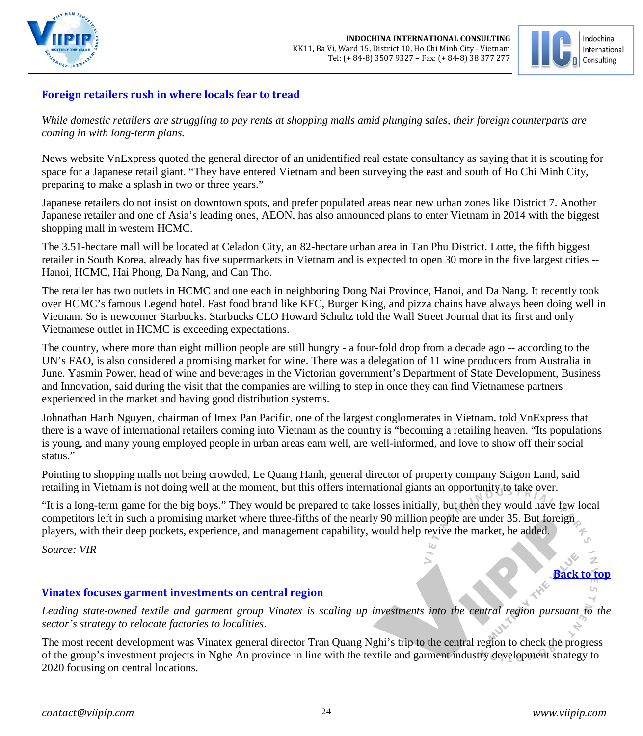## Foreign retailers rush in where locals fear to tread

*While domestic retailers are struggling to pay rents at shopping malls amid plunging sales, their foreign counterparts are coming in with long-term plans.*

News website VnExpress quoted the general director of an unidentified real estate consultancy as saying that it is scouting for space for a Japanese retail giant. "They have entered Vietnam and been surveying the east and south of Ho Chi Minh City, preparing to make a splash in two or three years."

Japanese retailers do not insist on downtown spots, and prefer populated areas near new urban zones like District 7. Another Japanese retailer and one of Asia's leading ones, AEON, has also announced plans to enter Vietnam in 2014 with the biggest shopping mall in western HCMC.

The 3.51-hectare mall will be located at Celadon City, an 82-hectare urban area in Tan Phu District. Lotte, the fifth biggest retailer in South Korea, already has five supermarkets in Vietnam and is expected to open 30 more in the five largest cities -- Hanoi, HCMC, Hai Phong, Da Nang, and Can Tho.

The retailer has two outlets in HCMC and one each in neighboring Dong Nai Province, Hanoi, and Da Nang. It recently took over HCMC's famous Legend hotel. Fast food brand like KFC, Burger King, and pizza chains have always been doing well in Vietnam. So is newcomer Starbucks. Starbucks CEO Howard Schultz told the Wall Street Journal that its first and only Vietnamese outlet in HCMC is exceeding expectations.

The country, where more than eight million people are still hungry - a four-fold drop from a decade ago -- according to the UN's FAO, is also considered a promising market for wine. There was a delegation of 11 wine producers from Australia in June. Yasmin Power, head of wine and beverages in the Victorian government's Department of State Development, Business and Innovation, said during the visit that the companies are willing to step in once they can find Vietnamese partners experienced in the market and having good distribution systems.

Johnathan Hanh Nguyen, chairman of Imex Pan Pacific, one of the largest conglomerates in Vietnam, told VnExpress that there is a wave of international retailers coming into Vietnam as the country is "becoming a retailing heaven. "Its populations is young, and many young employed people in urban areas earn well, are well-informed, and love to show off their social status."

Pointing to shopping malls not being crowded, Le Quang Hanh, general director of property company Saigon Land, said retailing in Vietnam is not doing well at the moment, but this offers international giants an opportunity to take over.

"It is a long-term game for the big boys." They would be prepared to take losses initially, but then they would have few local competitors left in such a promising market where three-fifths of the nearly 90 million people are under 35. But foreign players, with their deep pockets, experience, and management capability, would help revive the market, he added.

*Source: VIR*

[Back to top]

## Vinatex focuses garment investments on central region

*Leading state-owned textile and garment group Vinatex is scaling up investments into the central region pursuant to the sector's strategy to relocate factories to localities.*

The most recent development was Vinatex general director Tran Quang Nghi's trip to the central region to check the progress of the group's investment projects in Nghe An province in line with the textile and garment industry development strategy to 2020 focusing on central locations.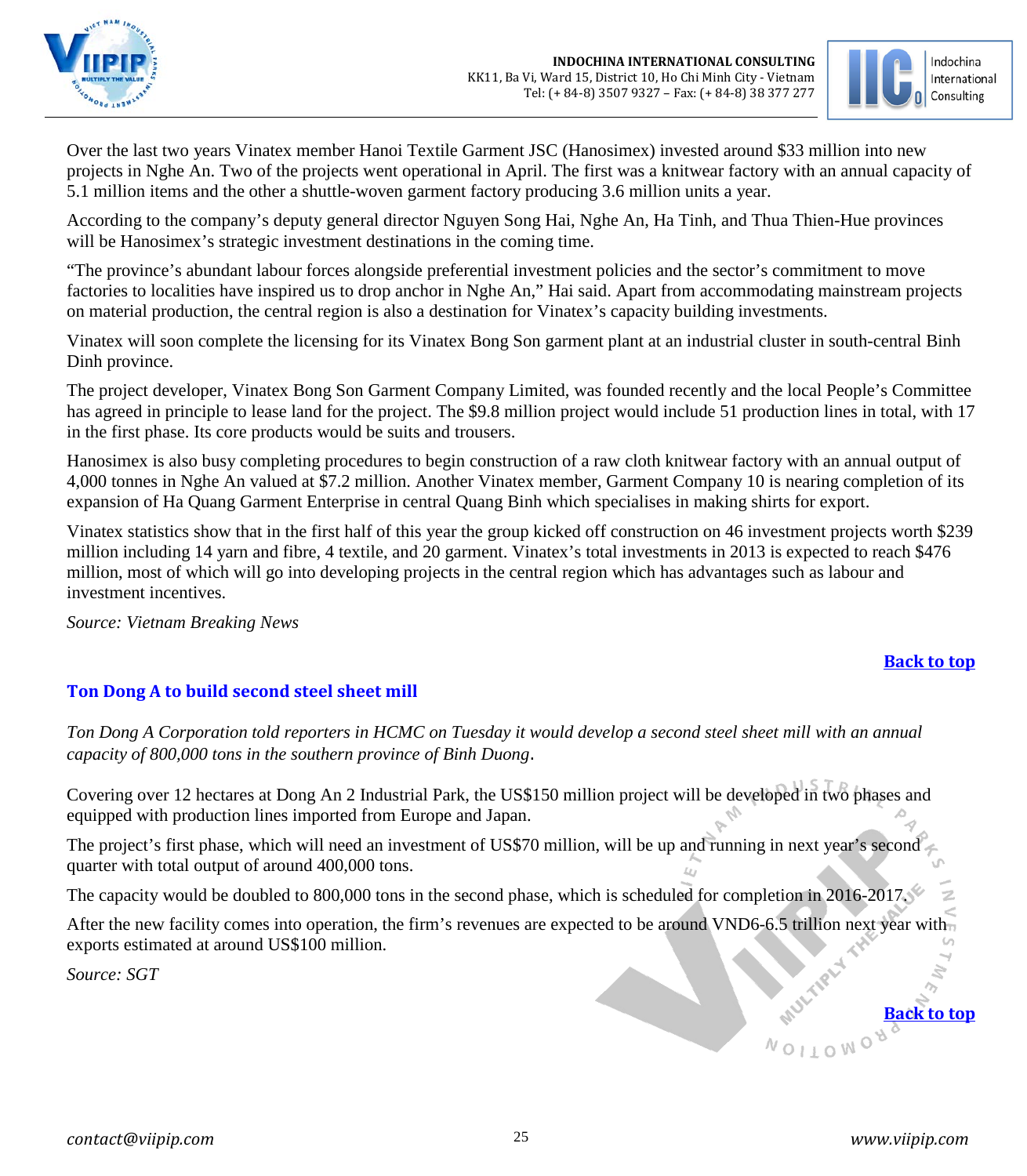Over the last two years Vinatex member Hanoi Textile Garment JSC (Hanosimex) invested around $33 million into new projects in Nghe An. Two of the projects went operational in April. The first was a knitwear factory with an annual capacity of 5.1 million items and the other a shuttle-woven garment factory producing 3.6 million units a year.

According to the company's deputy general director Nguyen Song Hai, Nghe An, Ha Tinh, and Thua Thien-Hue provinces will be Hanosimex's strategic investment destinations in the coming time.

"The province's abundant labour forces alongside preferential investment policies and the sector's commitment to move factories to localities have inspired us to drop anchor in Nghe An," Hai said. Apart from accommodating mainstream projects on material production, the central region is also a destination for Vinatex's capacity building investments.

Vinatex will soon complete the licensing for its Vinatex Bong Son garment plant at an industrial cluster in south-central Binh Dinh province.

The project developer, Vinatex Bong Son Garment Company Limited, was founded recently and the local People's Committee has agreed in principle to lease land for the project. The $9.8 million project would include 51 production lines in total, with 17 in the first phase. Its core products would be suits and trousers.

Hanosimex is also busy completing procedures to begin construction of a raw cloth knitwear factory with an annual output of 4,000 tonnes in Nghe An valued at $7.2 million. Another Vinatex member, Garment Company 10 is nearing completion of its expansion of Ha Quang Garment Enterprise in central Quang Binh which specialises in making shirts for export.

Vinatex statistics show that in the first half of this year the group kicked off construction on 46 investment projects worth $239 million including 14 yarn and fibre, 4 textile, and 20 garment. Vinatex's total investments in 2013 is expected to reach $476 million, most of which will go into developing projects in the central region which has advantages such as labour and investment incentives.

*Source: Vietnam Breaking News*

**Back to top**

## Ton Dong A to build second steel sheet mill

*Ton Dong A Corporation told reporters in HCMC on Tuesday it would develop a second steel sheet mill with an annual capacity of 800,000 tons in the southern province of Binh Duong*.

Covering over 12 hectares at Dong An 2 Industrial Park, the US$150 million project will be developed in two phases and equipped with production lines imported from Europe and Japan.

The project's first phase, which will need an investment of US$70 million, will be up and running in next year's second quarter with total output of around 400,000 tons.

The capacity would be doubled to 800,000 tons in the second phase, which is scheduled for completion in 2016-2017.

After the new facility comes into operation, the firm's revenues are expected to be around VND6-6.5 trillion next year with exports estimated at around US$100 million.

*Source: SGT*

**Back to top**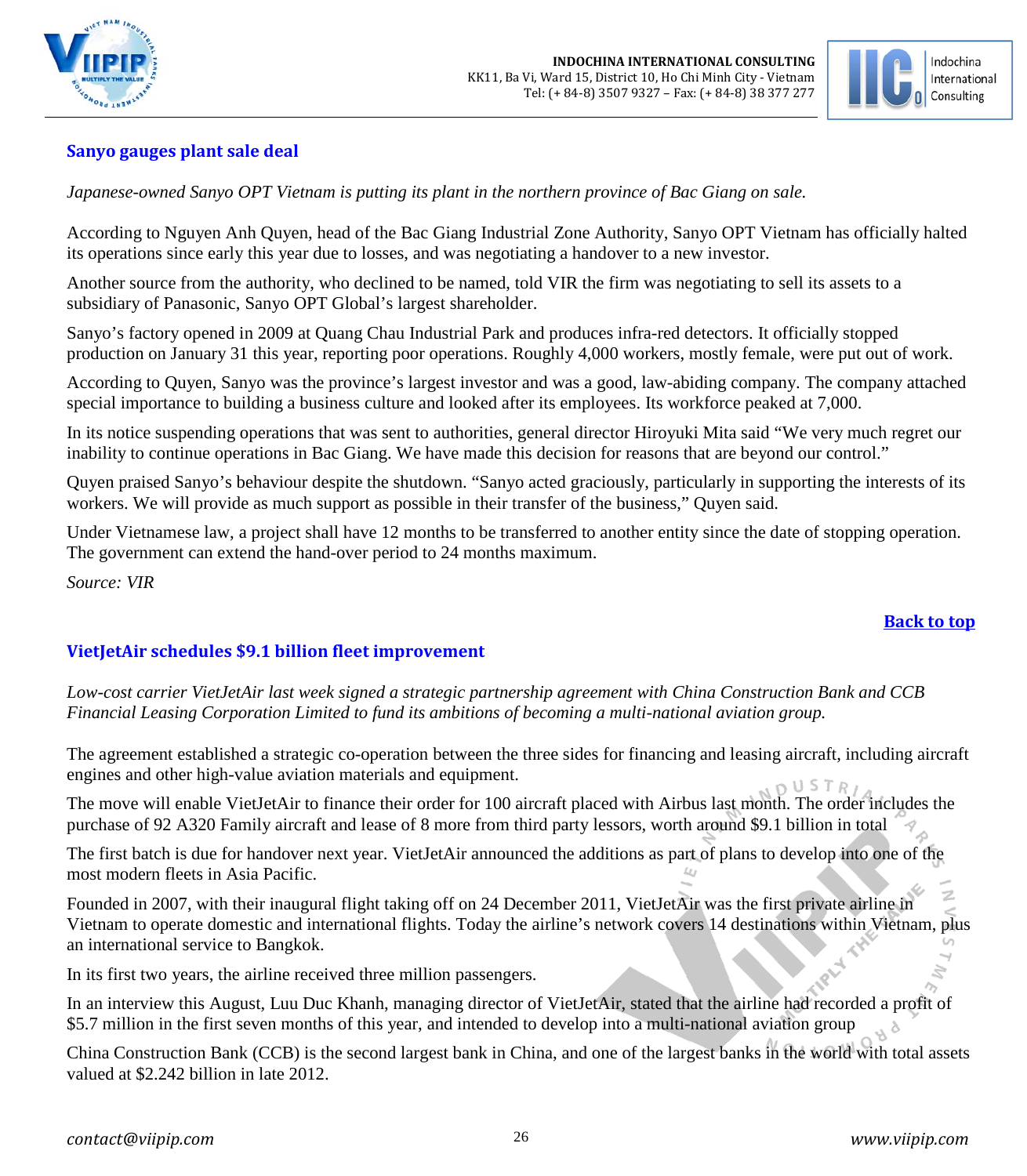## Sanyo gauges plant sale deal

*Japanese-owned Sanyo OPT Vietnam is putting its plant in the northern province of Bac Giang on sale.*

According to Nguyen Anh Quyen, head of the Bac Giang Industrial Zone Authority, Sanyo OPT Vietnam has officially halted its operations since early this year due to losses, and was negotiating a handover to a new investor.

Another source from the authority, who declined to be named, told VIR the firm was negotiating to sell its assets to a subsidiary of Panasonic, Sanyo OPT Global's largest shareholder.

Sanyo's factory opened in 2009 at Quang Chau Industrial Park and produces infra-red detectors. It officially stopped production on January 31 this year, reporting poor operations. Roughly 4,000 workers, mostly female, were put out of work.

According to Quyen, Sanyo was the province's largest investor and was a good, law-abiding company. The company attached special importance to building a business culture and looked after its employees. Its workforce peaked at 7,000.

In its notice suspending operations that was sent to authorities, general director Hiroyuki Mita said "We very much regret our inability to continue operations in Bac Giang. We have made this decision for reasons that are beyond our control."

Quyen praised Sanyo's behaviour despite the shutdown. "Sanyo acted graciously, particularly in supporting the interests of its workers. We will provide as much support as possible in their transfer of the business," Quyen said.

Under Vietnamese law, a project shall have 12 months to be transferred to another entity since the date of stopping operation. The government can extend the hand-over period to 24 months maximum.

*Source: VIR*

**Back to top**

## VietJetAir schedules $9.1 billion fleet improvement

*Low-cost carrier VietJetAir last week signed a strategic partnership agreement with China Construction Bank and CCB Financial Leasing Corporation Limited to fund its ambitions of becoming a multi-national aviation group.*

The agreement established a strategic co-operation between the three sides for financing and leasing aircraft, including aircraft engines and other high-value aviation materials and equipment.

The move will enable VietJetAir to finance their order for 100 aircraft placed with Airbus last month. The order includes the purchase of 92 A320 Family aircraft and lease of 8 more from third party lessors, worth around $9.1 billion in total

The first batch is due for handover next year. VietJetAir announced the additions as part of plans to develop into one of the most modern fleets in Asia Pacific.

Founded in 2007, with their inaugural flight taking off on 24 December 2011, VietJetAir was the first private airline in Vietnam to operate domestic and international flights. Today the airline's network covers 14 destinations within Vietnam, plus an international service to Bangkok.

In its first two years, the airline received three million passengers.

In an interview this August, Luu Duc Khanh, managing director of VietJetAir, stated that the airline had recorded a profit of $5.7 million in the first seven months of this year, and intended to develop into a multi-national aviation group

China Construction Bank (CCB) is the second largest bank in China, and one of the largest banks in the world with total assets valued at $2.242 billion in late 2012.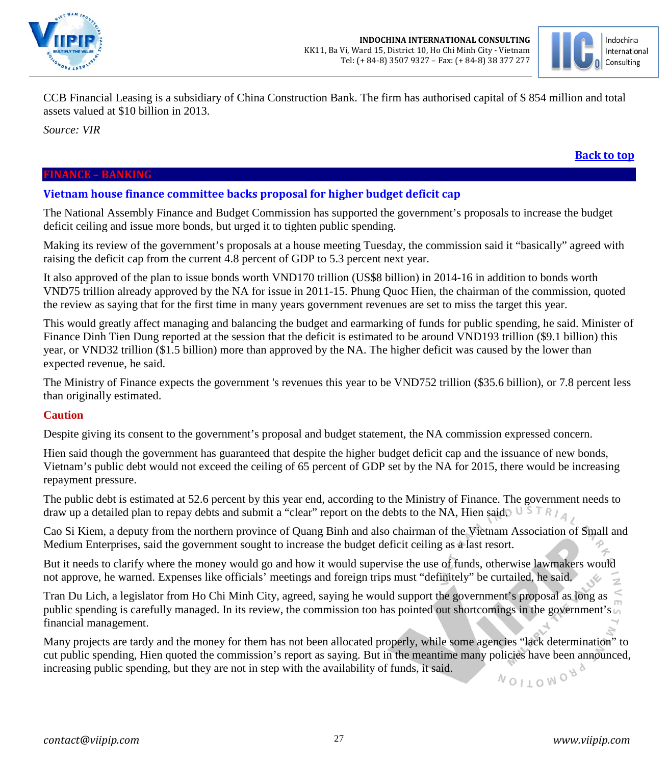CCB Financial Leasing is a subsidiary of China Construction Bank. The firm has authorised capital of $ 854 million and total assets valued at $10 billion in 2013.

*Source: VIR*

**Back to top**

## FINANCE – BANKING

### Vietnam house finance committee backs proposal for higher budget deficit cap

The National Assembly Finance and Budget Commission has supported the government's proposals to increase the budget deficit ceiling and issue more bonds, but urged it to tighten public spending.

Making its review of the government's proposals at a house meeting Tuesday, the commission said it "basically" agreed with raising the deficit cap from the current 4.8 percent of GDP to 5.3 percent next year.

It also approved of the plan to issue bonds worth VND170 trillion (US$8 billion) in 2014-16 in addition to bonds worth VND75 trillion already approved by the NA for issue in 2011-15. Phung Quoc Hien, the chairman of the commission, quoted the review as saying that for the first time in many years government revenues are set to miss the target this year.

This would greatly affect managing and balancing the budget and earmarking of funds for public spending, he said. Minister of Finance Dinh Tien Dung reported at the session that the deficit is estimated to be around VND193 trillion ($9.1 billion) this year, or VND32 trillion ($1.5 billion) more than approved by the NA. The higher deficit was caused by the lower than expected revenue, he said.

The Ministry of Finance expects the government 's revenues this year to be VND752 trillion ($35.6 billion), or 7.8 percent less than originally estimated.

**Caution**

Despite giving its consent to the government's proposal and budget statement, the NA commission expressed concern.

Hien said though the government has guaranteed that despite the higher budget deficit cap and the issuance of new bonds, Vietnam's public debt would not exceed the ceiling of 65 percent of GDP set by the NA for 2015, there would be increasing repayment pressure.

The public debt is estimated at 52.6 percent by this year end, according to the Ministry of Finance. The government needs to draw up a detailed plan to repay debts and submit a "clear" report on the debts to the NA, Hien said.

Cao Si Kiem, a deputy from the northern province of Quang Binh and also chairman of the Vietnam Association of Small and Medium Enterprises, said the government sought to increase the budget deficit ceiling as a last resort.

But it needs to clarify where the money would go and how it would supervise the use of funds, otherwise lawmakers would not approve, he warned. Expenses like officials' meetings and foreign trips must "definitely" be curtailed, he said.

Tran Du Lich, a legislator from Ho Chi Minh City, agreed, saying he would support the government's proposal as long as public spending is carefully managed. In its review, the commission too has pointed out shortcomings in the government's financial management.

Many projects are tardy and the money for them has not been allocated properly, while some agencies "lack determination" to cut public spending, Hien quoted the commission's report as saying. But in the meantime many policies have been announced, increasing public spending, but they are not in step with the availability of funds, it said.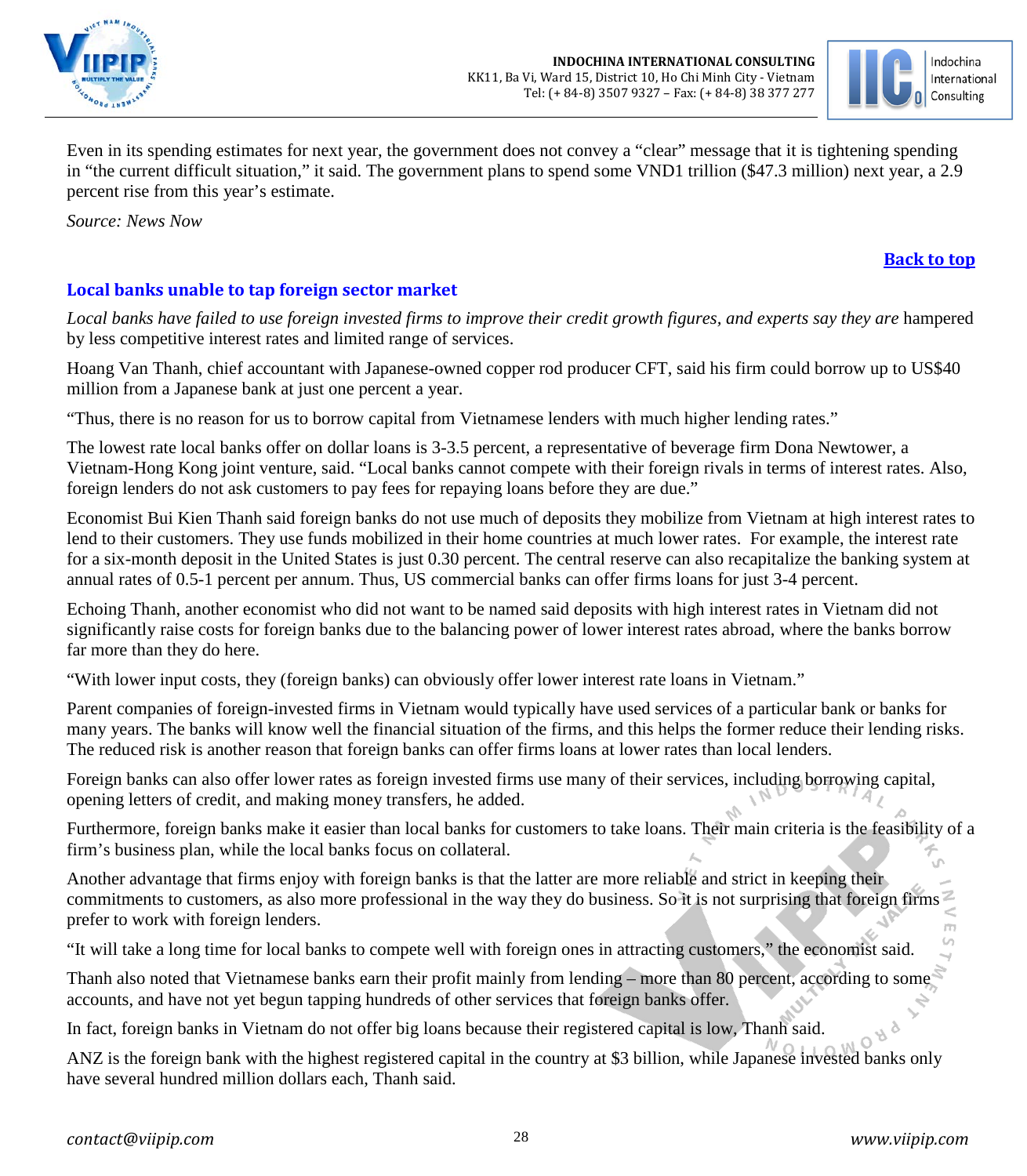Even in its spending estimates for next year, the government does not convey a "clear" message that it is tightening spending in "the current difficult situation," it said. The government plans to spend some VND1 trillion ($47.3 million) next year, a 2.9 percent rise from this year's estimate.

*Source: News Now*

**Back to top**

### Local banks unable to tap foreign sector market

*Local banks have failed to use foreign invested firms to improve their credit growth figures, and experts say they are* hampered by less competitive interest rates and limited range of services.

Hoang Van Thanh, chief accountant with Japanese-owned copper rod producer CFT, said his firm could borrow up to US$40 million from a Japanese bank at just one percent a year.

"Thus, there is no reason for us to borrow capital from Vietnamese lenders with much higher lending rates."

The lowest rate local banks offer on dollar loans is 3-3.5 percent, a representative of beverage firm Dona Newtower, a Vietnam-Hong Kong joint venture, said. "Local banks cannot compete with their foreign rivals in terms of interest rates. Also, foreign lenders do not ask customers to pay fees for repaying loans before they are due."

Economist Bui Kien Thanh said foreign banks do not use much of deposits they mobilize from Vietnam at high interest rates to lend to their customers. They use funds mobilized in their home countries at much lower rates. For example, the interest rate for a six-month deposit in the United States is just 0.30 percent. The central reserve can also recapitalize the banking system at annual rates of 0.5-1 percent per annum. Thus, US commercial banks can offer firms loans for just 3-4 percent.

Echoing Thanh, another economist who did not want to be named said deposits with high interest rates in Vietnam did not significantly raise costs for foreign banks due to the balancing power of lower interest rates abroad, where the banks borrow far more than they do here.

"With lower input costs, they (foreign banks) can obviously offer lower interest rate loans in Vietnam."

Parent companies of foreign-invested firms in Vietnam would typically have used services of a particular bank or banks for many years. The banks will know well the financial situation of the firms, and this helps the former reduce their lending risks. The reduced risk is another reason that foreign banks can offer firms loans at lower rates than local lenders.

Foreign banks can also offer lower rates as foreign invested firms use many of their services, including borrowing capital, opening letters of credit, and making money transfers, he added.

Furthermore, foreign banks make it easier than local banks for customers to take loans. Their main criteria is the feasibility of a firm's business plan, while the local banks focus on collateral.

Another advantage that firms enjoy with foreign banks is that the latter are more reliable and strict in keeping their commitments to customers, as also more professional in the way they do business. So it is not surprising that foreign firms prefer to work with foreign lenders.

"It will take a long time for local banks to compete well with foreign ones in attracting customers," the economist said.

Thanh also noted that Vietnamese banks earn their profit mainly from lending – more than 80 percent, according to some accounts, and have not yet begun tapping hundreds of other services that foreign banks offer.

In fact, foreign banks in Vietnam do not offer big loans because their registered capital is low, Thanh said.

ANZ is the foreign bank with the highest registered capital in the country at $3 billion, while Japanese invested banks only have several hundred million dollars each, Thanh said.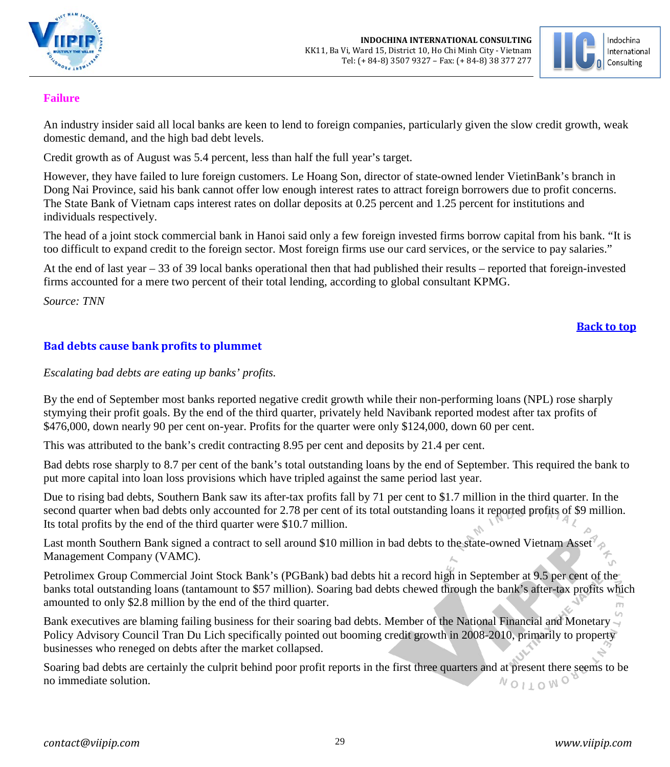### Failure

An industry insider said all local banks are keen to lend to foreign companies, particularly given the slow credit growth, weak domestic demand, and the high bad debt levels.

Credit growth as of August was 5.4 percent, less than half the full year's target.

However, they have failed to lure foreign customers. Le Hoang Son, director of state-owned lender VietinBank's branch in Dong Nai Province, said his bank cannot offer low enough interest rates to attract foreign borrowers due to profit concerns. The State Bank of Vietnam caps interest rates on dollar deposits at 0.25 percent and 1.25 percent for institutions and individuals respectively.

The head of a joint stock commercial bank in Hanoi said only a few foreign invested firms borrow capital from his bank. "It is too difficult to expand credit to the foreign sector. Most foreign firms use our card services, or the service to pay salaries."

At the end of last year – 33 of 39 local banks operational then that had published their results – reported that foreign-invested firms accounted for a mere two percent of their total lending, according to global consultant KPMG.

*Source: TNN*

**Back to top**

## Bad debts cause bank profits to plummet

*Escalating bad debts are eating up banks' profits.*

By the end of September most banks reported negative credit growth while their non-performing loans (NPL) rose sharply stymying their profit goals. By the end of the third quarter, privately held Navibank reported modest after tax profits of $476,000, down nearly 90 per cent on-year. Profits for the quarter were only $124,000, down 60 per cent.

This was attributed to the bank's credit contracting 8.95 per cent and deposits by 21.4 per cent.

Bad debts rose sharply to 8.7 per cent of the bank's total outstanding loans by the end of September. This required the bank to put more capital into loan loss provisions which have tripled against the same period last year.

Due to rising bad debts, Southern Bank saw its after-tax profits fall by 71 per cent to $1.7 million in the third quarter. In the second quarter when bad debts only accounted for 2.78 per cent of its total outstanding loans it reported profits of $9 million. Its total profits by the end of the third quarter were $10.7 million.

Last month Southern Bank signed a contract to sell around $10 million in bad debts to the state-owned Vietnam Asset Management Company (VAMC).

Petrolimex Group Commercial Joint Stock Bank's (PGBank) bad debts hit a record high in September at 9.5 per cent of the banks total outstanding loans (tantamount to $57 million). Soaring bad debts chewed through the bank's after-tax profits which amounted to only $2.8 million by the end of the third quarter.

Bank executives are blaming failing business for their soaring bad debts. Member of the National Financial and Monetary Policy Advisory Council Tran Du Lich specifically pointed out booming credit growth in 2008-2010, primarily to property businesses who reneged on debts after the market collapsed.

Soaring bad debts are certainly the culprit behind poor profit reports in the first three quarters and at present there seems to be no immediate solution.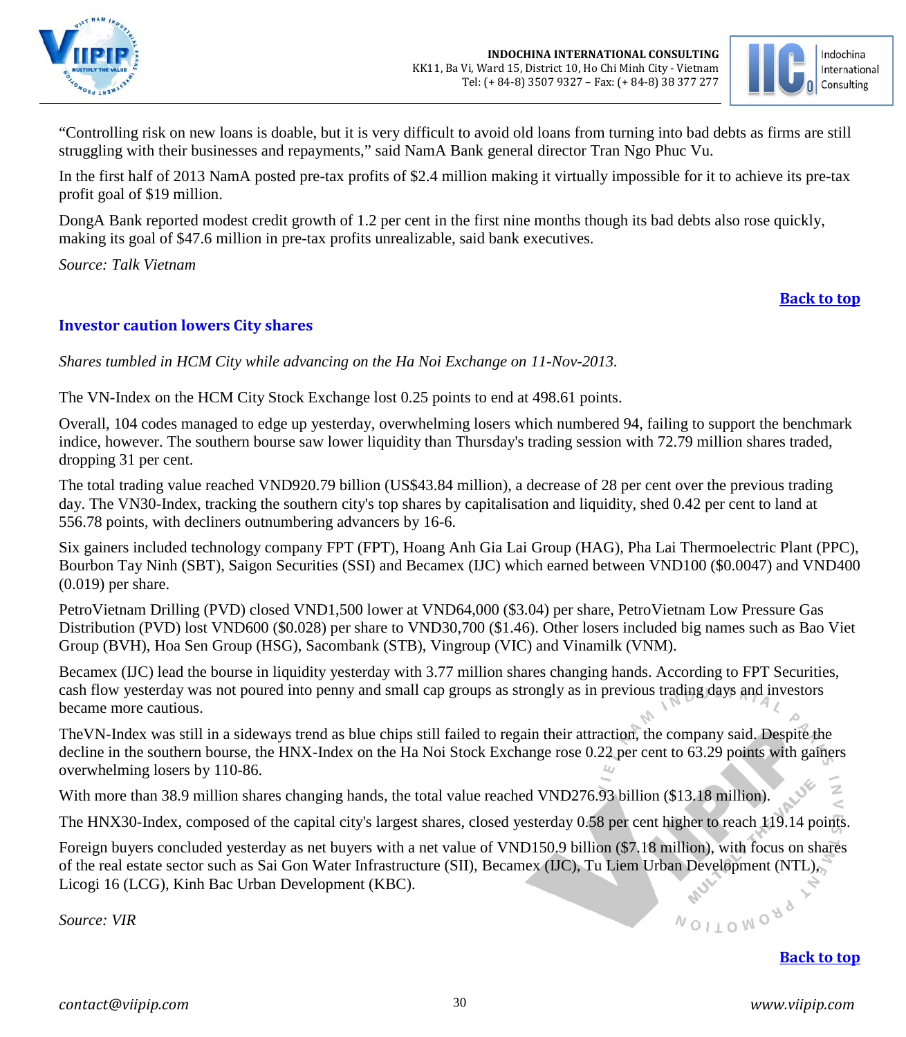"Controlling risk on new loans is doable, but it is very difficult to avoid old loans from turning into bad debts as firms are still struggling with their businesses and repayments," said NamA Bank general director Tran Ngo Phuc Vu.

In the first half of 2013 NamA posted pre-tax profits of $2.4 million making it virtually impossible for it to achieve its pre-tax profit goal of $19 million.

DongA Bank reported modest credit growth of 1.2 per cent in the first nine months though its bad debts also rose quickly, making its goal of $47.6 million in pre-tax profits unrealizable, said bank executives.

*Source: Talk Vietnam*

**Back to top**

## Investor caution lowers City shares

*Shares tumbled in HCM City while advancing on the Ha Noi Exchange on 11-Nov-2013.*

The VN-Index on the HCM City Stock Exchange lost 0.25 points to end at 498.61 points.

Overall, 104 codes managed to edge up yesterday, overwhelming losers which numbered 94, failing to support the benchmark indice, however. The southern bourse saw lower liquidity than Thursday's trading session with 72.79 million shares traded, dropping 31 per cent.

The total trading value reached VND920.79 billion (US$43.84 million), a decrease of 28 per cent over the previous trading day. The VN30-Index, tracking the southern city's top shares by capitalisation and liquidity, shed 0.42 per cent to land at 556.78 points, with decliners outnumbering advancers by 16-6.

Six gainers included technology company FPT (FPT), Hoang Anh Gia Lai Group (HAG), Pha Lai Thermoelectric Plant (PPC), Bourbon Tay Ninh (SBT), Saigon Securities (SSI) and Becamex (IJC) which earned between VND100 ($0.0047) and VND400 (0.019) per share.

PetroVietnam Drilling (PVD) closed VND1,500 lower at VND64,000 ($3.04) per share, PetroVietnam Low Pressure Gas Distribution (PVD) lost VND600 ($0.028) per share to VND30,700 ($1.46). Other losers included big names such as Bao Viet Group (BVH), Hoa Sen Group (HSG), Sacombank (STB), Vingroup (VIC) and Vinamilk (VNM).

Becamex (IJC) lead the bourse in liquidity yesterday with 3.77 million shares changing hands. According to FPT Securities, cash flow yesterday was not poured into penny and small cap groups as strongly as in previous trading days and investors became more cautious.

TheVN-Index was still in a sideways trend as blue chips still failed to regain their attraction, the company said. Despite the decline in the southern bourse, the HNX-Index on the Ha Noi Stock Exchange rose 0.22 per cent to 63.29 points with gainers overwhelming losers by 110-86.

With more than 38.9 million shares changing hands, the total value reached VND276.93 billion ($13.18 million).

The HNX30-Index, composed of the capital city's largest shares, closed yesterday 0.58 per cent higher to reach 119.14 points.

Foreign buyers concluded yesterday as net buyers with a net value of VND150.9 billion ($7.18 million), with focus on shares of the real estate sector such as Sai Gon Water Infrastructure (SII), Becamex (IJC), Tu Liem Urban Development (NTL), Licogi 16 (LCG), Kinh Bac Urban Development (KBC).

*Source: VIR*

**Back to top**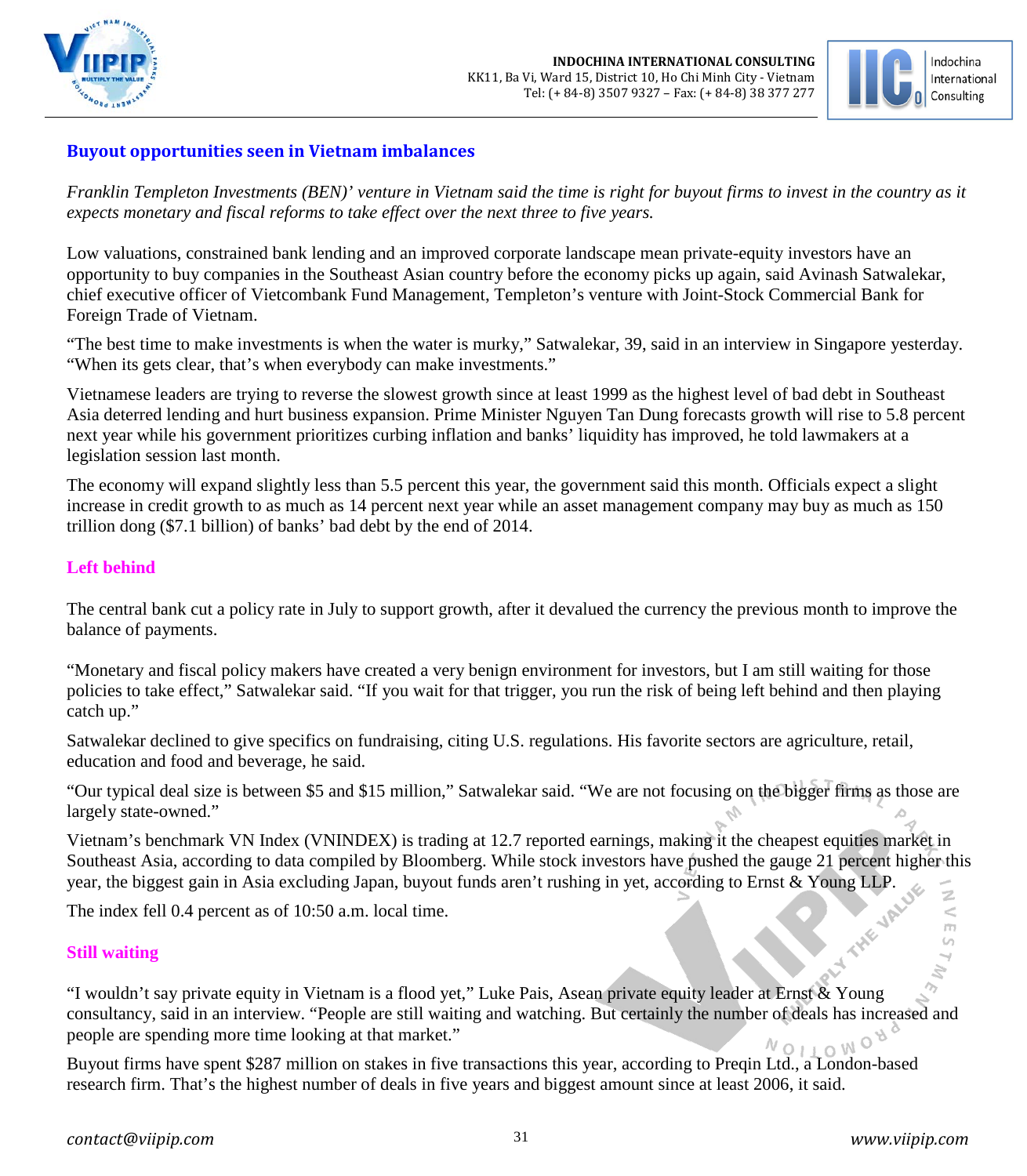## Buyout opportunities seen in Vietnam imbalances

*Franklin Templeton Investments (BEN)' venture in Vietnam said the time is right for buyout firms to invest in the country as it expects monetary and fiscal reforms to take effect over the next three to five years.*

Low valuations, constrained bank lending and an improved corporate landscape mean private-equity investors have an opportunity to buy companies in the Southeast Asian country before the economy picks up again, said Avinash Satwalekar, chief executive officer of Vietcombank Fund Management, Templeton's venture with Joint-Stock Commercial Bank for Foreign Trade of Vietnam.

"The best time to make investments is when the water is murky," Satwalekar, 39, said in an interview in Singapore yesterday. "When its gets clear, that's when everybody can make investments."

Vietnamese leaders are trying to reverse the slowest growth since at least 1999 as the highest level of bad debt in Southeast Asia deterred lending and hurt business expansion. Prime Minister Nguyen Tan Dung forecasts growth will rise to 5.8 percent next year while his government prioritizes curbing inflation and banks' liquidity has improved, he told lawmakers at a legislation session last month.

The economy will expand slightly less than 5.5 percent this year, the government said this month. Officials expect a slight increase in credit growth to as much as 14 percent next year while an asset management company may buy as much as 150 trillion dong ($7.1 billion) of banks' bad debt by the end of 2014.

### Left behind

The central bank cut a policy rate in July to support growth, after it devalued the currency the previous month to improve the balance of payments.

"Monetary and fiscal policy makers have created a very benign environment for investors, but I am still waiting for those policies to take effect," Satwalekar said. "If you wait for that trigger, you run the risk of being left behind and then playing catch up."

Satwalekar declined to give specifics on fundraising, citing U.S. regulations. His favorite sectors are agriculture, retail, education and food and beverage, he said.

"Our typical deal size is between $5 and $15 million," Satwalekar said. "We are not focusing on the bigger firms as those are largely state-owned."

Vietnam's benchmark VN Index (VNINDEX) is trading at 12.7 reported earnings, making it the cheapest equities market in Southeast Asia, according to data compiled by Bloomberg. While stock investors have pushed the gauge 21 percent higher this year, the biggest gain in Asia excluding Japan, buyout funds aren't rushing in yet, according to Ernst & Young LLP.

The index fell 0.4 percent as of 10:50 a.m. local time.

### Still waiting

"I wouldn't say private equity in Vietnam is a flood yet," Luke Pais, Asean private equity leader at Ernst & Young consultancy, said in an interview. "People are still waiting and watching. But certainly the number of deals has increased and people are spending more time looking at that market."

Buyout firms have spent $287 million on stakes in five transactions this year, according to Preqin Ltd., a London-based research firm. That's the highest number of deals in five years and biggest amount since at least 2006, it said.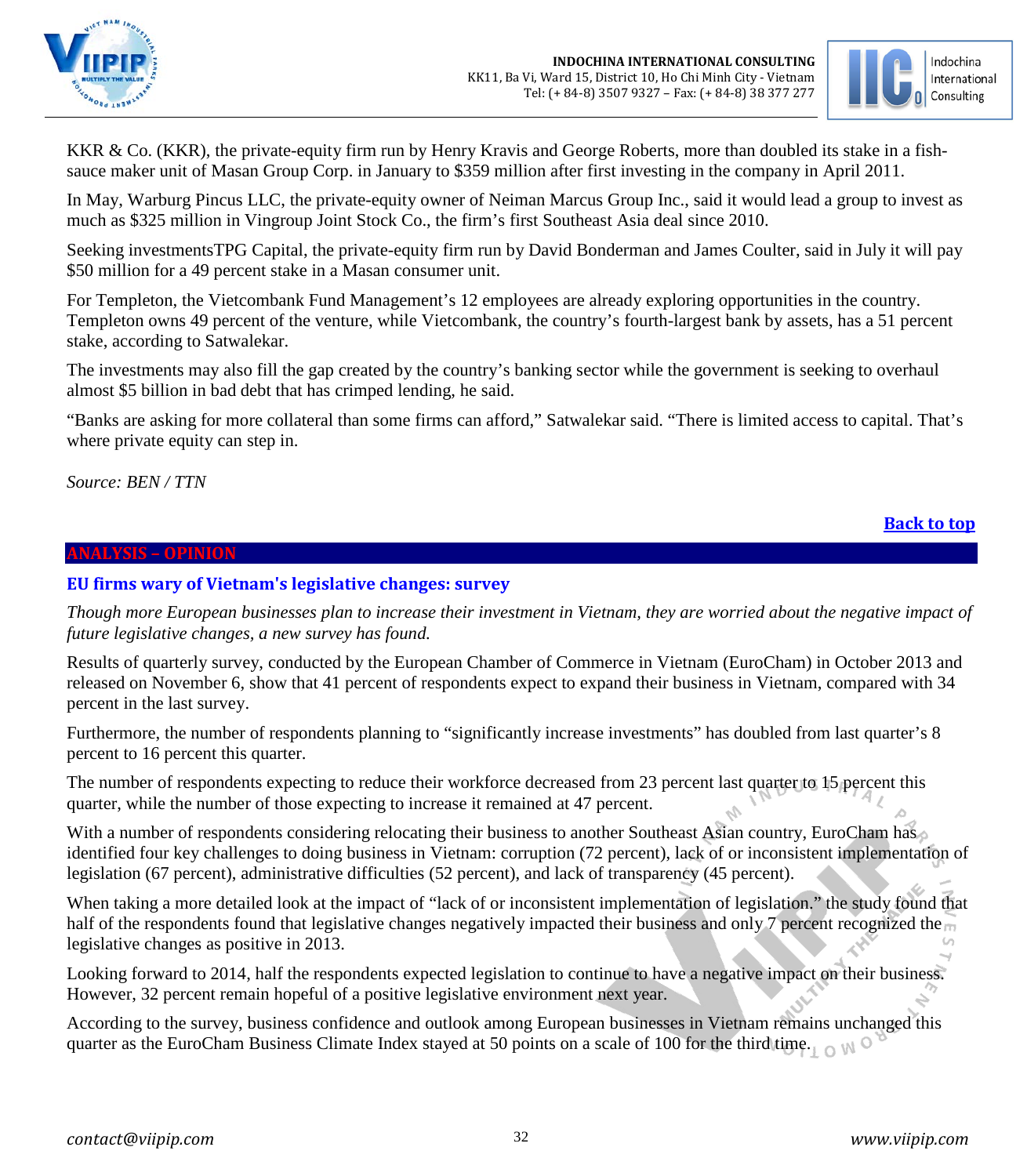KKR & Co. (KKR), the private-equity firm run by Henry Kravis and George Roberts, more than doubled its stake in a fish-sauce maker unit of Masan Group Corp. in January to $359 million after first investing in the company in April 2011.

In May, Warburg Pincus LLC, the private-equity owner of Neiman Marcus Group Inc., said it would lead a group to invest as much as $325 million in Vingroup Joint Stock Co., the firm's first Southeast Asia deal since 2010.

Seeking investmentsTPG Capital, the private-equity firm run by David Bonderman and James Coulter, said in July it will pay $50 million for a 49 percent stake in a Masan consumer unit.

For Templeton, the Vietcombank Fund Management's 12 employees are already exploring opportunities in the country. Templeton owns 49 percent of the venture, while Vietcombank, the country's fourth-largest bank by assets, has a 51 percent stake, according to Satwalekar.

The investments may also fill the gap created by the country's banking sector while the government is seeking to overhaul almost $5 billion in bad debt that has crimped lending, he said.

"Banks are asking for more collateral than some firms can afford," Satwalekar said. "There is limited access to capital. That's where private equity can step in.

*Source: BEN / TTN*

**Back to top**

## ANALYSIS – OPINION

### EU firms wary of Vietnam's legislative changes: survey

*Though more European businesses plan to increase their investment in Vietnam, they are worried about the negative impact of future legislative changes, a new survey has found.*

Results of quarterly survey, conducted by the European Chamber of Commerce in Vietnam (EuroCham) in October 2013 and released on November 6, show that 41 percent of respondents expect to expand their business in Vietnam, compared with 34 percent in the last survey.

Furthermore, the number of respondents planning to "significantly increase investments" has doubled from last quarter's 8 percent to 16 percent this quarter.

The number of respondents expecting to reduce their workforce decreased from 23 percent last quarter to 15 percent this quarter, while the number of those expecting to increase it remained at 47 percent.

With a number of respondents considering relocating their business to another Southeast Asian country, EuroCham has identified four key challenges to doing business in Vietnam: corruption (72 percent), lack of or inconsistent implementation of legislation (67 percent), administrative difficulties (52 percent), and lack of transparency (45 percent).

When taking a more detailed look at the impact of "lack of or inconsistent implementation of legislation." the study found that half of the respondents found that legislative changes negatively impacted their business and only 7 percent recognized the legislative changes as positive in 2013.

Looking forward to 2014, half the respondents expected legislation to continue to have a negative impact on their business. However, 32 percent remain hopeful of a positive legislative environment next year.

According to the survey, business confidence and outlook among European businesses in Vietnam remains unchanged this quarter as the EuroCham Business Climate Index stayed at 50 points on a scale of 100 for the third time.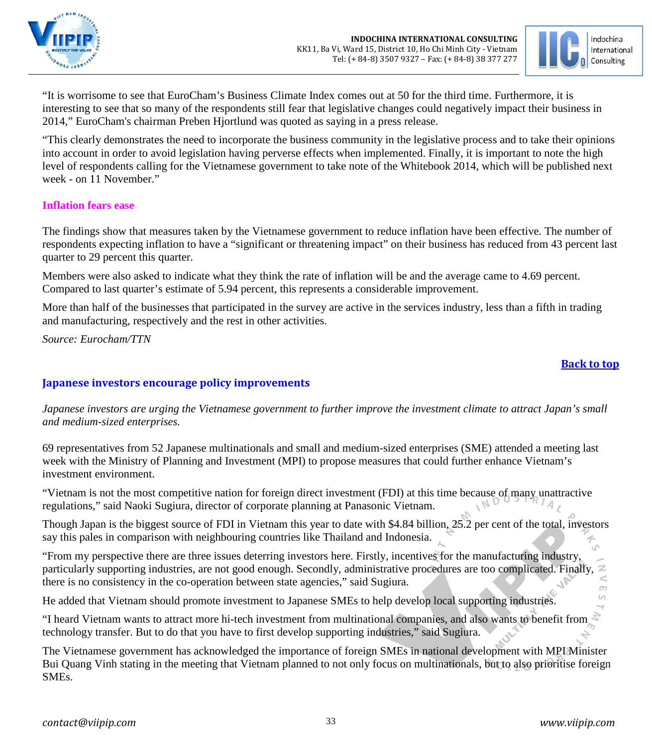"It is worrisome to see that EuroCham's Business Climate Index comes out at 50 for the third time. Furthermore, it is interesting to see that so many of the respondents still fear that legislative changes could negatively impact their business in 2014," EuroCham's chairman Preben Hjortlund was quoted as saying in a press release.

"This clearly demonstrates the need to incorporate the business community in the legislative process and to take their opinions into account in order to avoid legislation having perverse effects when implemented. Finally, it is important to note the high level of respondents calling for the Vietnamese government to take note of the Whitebook 2014, which will be published next week - on 11 November."

### Inflation fears ease

The findings show that measures taken by the Vietnamese government to reduce inflation have been effective. The number of respondents expecting inflation to have a "significant or threatening impact" on their business has reduced from 43 percent last quarter to 29 percent this quarter.

Members were also asked to indicate what they think the rate of inflation will be and the average came to 4.69 percent. Compared to last quarter's estimate of 5.94 percent, this represents a considerable improvement.

More than half of the businesses that participated in the survey are active in the services industry, less than a fifth in trading and manufacturing, respectively and the rest in other activities.

*Source: Eurocham/TTN*

Back to top

## Japanese investors encourage policy improvements

*Japanese investors are urging the Vietnamese government to further improve the investment climate to attract Japan's small and medium-sized enterprises.*

69 representatives from 52 Japanese multinationals and small and medium-sized enterprises (SME) attended a meeting last week with the Ministry of Planning and Investment (MPI) to propose measures that could further enhance Vietnam's investment environment.

"Vietnam is not the most competitive nation for foreign direct investment (FDI) at this time because of many unattractive regulations," said Naoki Sugiura, director of corporate planning at Panasonic Vietnam.

Though Japan is the biggest source of FDI in Vietnam this year to date with $4.84 billion, 25.2 per cent of the total, investors say this pales in comparison with neighbouring countries like Thailand and Indonesia.

"From my perspective there are three issues deterring investors here. Firstly, incentives for the manufacturing industry, particularly supporting industries, are not good enough. Secondly, administrative procedures are too complicated. Finally, there is no consistency in the co-operation between state agencies," said Sugiura.

He added that Vietnam should promote investment to Japanese SMEs to help develop local supporting industries.

"I heard Vietnam wants to attract more hi-tech investment from multinational companies, and also wants to benefit from technology transfer. But to do that you have to first develop supporting industries," said Sugiura.

The Vietnamese government has acknowledged the importance of foreign SMEs in national development with MPI Minister Bui Quang Vinh stating in the meeting that Vietnam planned to not only focus on multinationals, but to also prioritise foreign SMEs.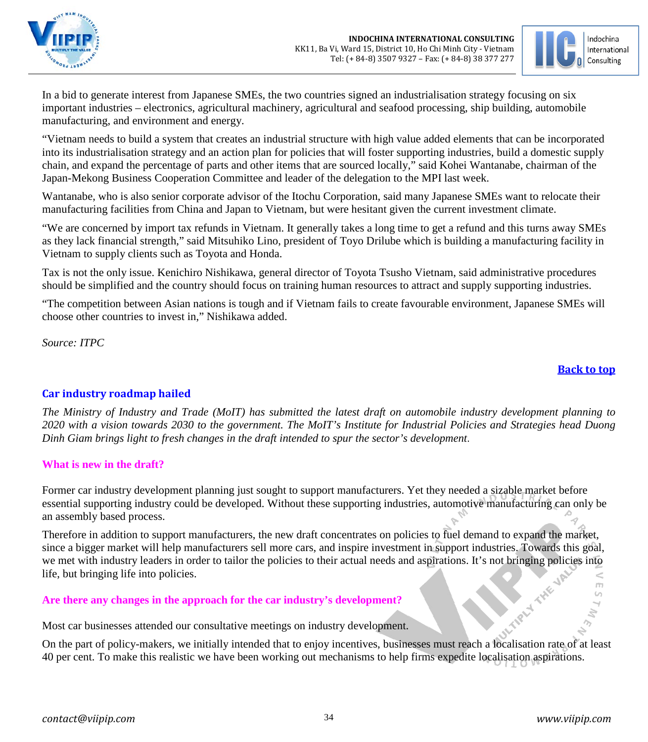In a bid to generate interest from Japanese SMEs, the two countries signed an industrialisation strategy focusing on six important industries – electronics, agricultural machinery, agricultural and seafood processing, ship building, automobile manufacturing, and environment and energy.

"Vietnam needs to build a system that creates an industrial structure with high value added elements that can be incorporated into its industrialisation strategy and an action plan for policies that will foster supporting industries, build a domestic supply chain, and expand the percentage of parts and other items that are sourced locally," said Kohei Wantanabe, chairman of the Japan-Mekong Business Cooperation Committee and leader of the delegation to the MPI last week.

Wantanabe, who is also senior corporate advisor of the Itochu Corporation, said many Japanese SMEs want to relocate their manufacturing facilities from China and Japan to Vietnam, but were hesitant given the current investment climate.

"We are concerned by import tax refunds in Vietnam. It generally takes a long time to get a refund and this turns away SMEs as they lack financial strength," said Mitsuhiko Lino, president of Toyo Drilube which is building a manufacturing facility in Vietnam to supply clients such as Toyota and Honda.

Tax is not the only issue. Kenichiro Nishikawa, general director of Toyota Tsusho Vietnam, said administrative procedures should be simplified and the country should focus on training human resources to attract and supply supporting industries.

"The competition between Asian nations is tough and if Vietnam fails to create favourable environment, Japanese SMEs will choose other countries to invest in," Nishikawa added.

*Source: ITPC*

**Back to top**

## Car industry roadmap hailed

*The Ministry of Industry and Trade (MoIT) has submitted the latest draft on automobile industry development planning to 2020 with a vision towards 2030 to the government. The MoIT's Institute for Industrial Policies and Strategies head Duong Dinh Giam brings light to fresh changes in the draft intended to spur the sector's development.*

### What is new in the draft?

Former car industry development planning just sought to support manufacturers. Yet they needed a sizable market before essential supporting industry could be developed. Without these supporting industries, automotive manufacturing can only be an assembly based process.

Therefore in addition to support manufacturers, the new draft concentrates on policies to fuel demand to expand the market, since a bigger market will help manufacturers sell more cars, and inspire investment in support industries. Towards this goal, we met with industry leaders in order to tailor the policies to their actual needs and aspirations. It's not bringing policies into life, but bringing life into policies.

### Are there any changes in the approach for the car industry's development?

Most car businesses attended our consultative meetings on industry development.

On the part of policy-makers, we initially intended that to enjoy incentives, businesses must reach a localisation rate of at least 40 per cent. To make this realistic we have been working out mechanisms to help firms expedite localisation aspirations.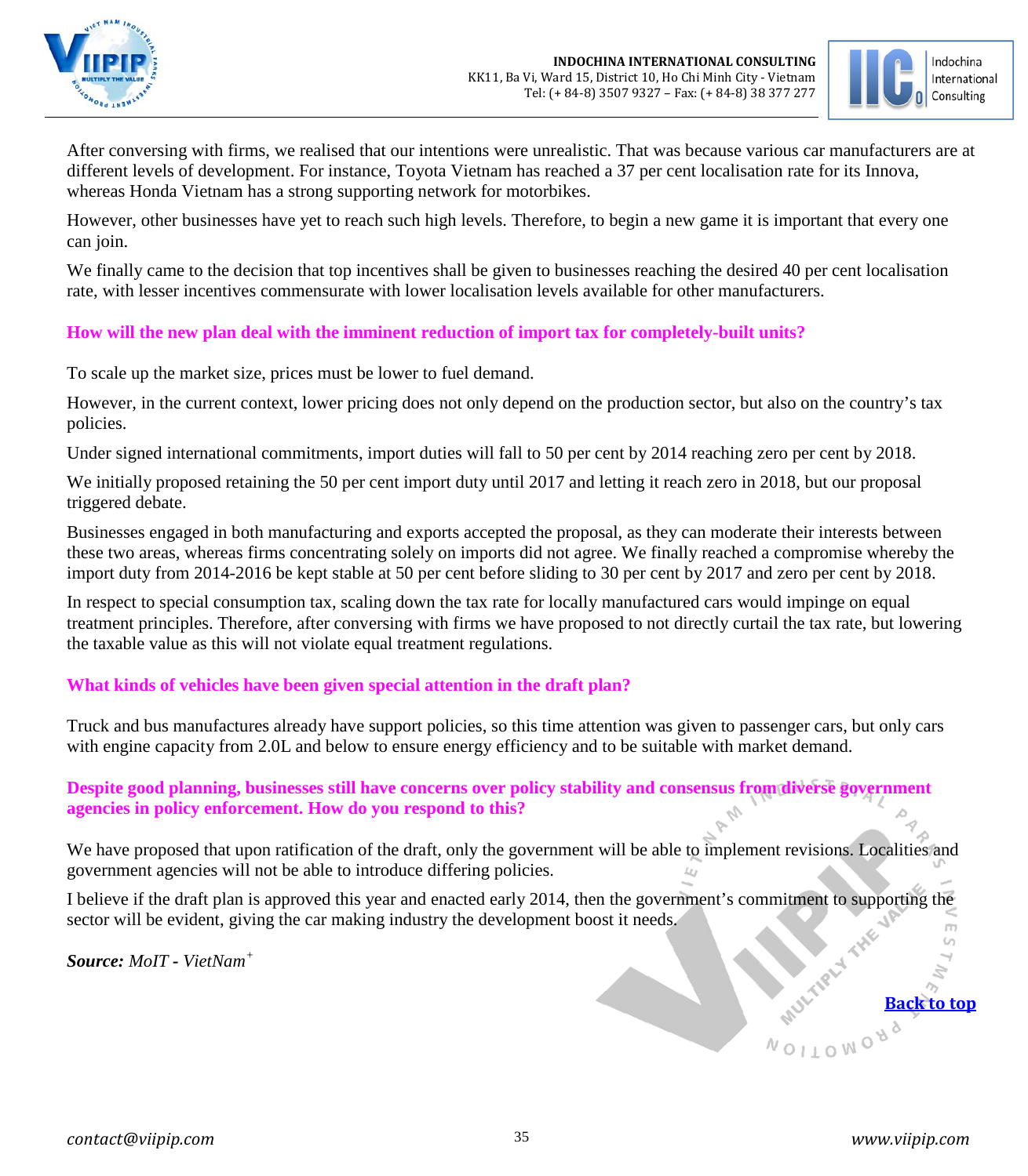After conversing with firms, we realised that our intentions were unrealistic. That was because various car manufacturers are at different levels of development. For instance, Toyota Vietnam has reached a 37 per cent localisation rate for its Innova, whereas Honda Vietnam has a strong supporting network for motorbikes.

However, other businesses have yet to reach such high levels. Therefore, to begin a new game it is important that every one can join.

We finally came to the decision that top incentives shall be given to businesses reaching the desired 40 per cent localisation rate, with lesser incentives commensurate with lower localisation levels available for other manufacturers.

**How will the new plan deal with the imminent reduction of import tax for completely-built units?**

To scale up the market size, prices must be lower to fuel demand.

However, in the current context, lower pricing does not only depend on the production sector, but also on the country's tax policies.

Under signed international commitments, import duties will fall to 50 per cent by 2014 reaching zero per cent by 2018.

We initially proposed retaining the 50 per cent import duty until 2017 and letting it reach zero in 2018, but our proposal triggered debate.

Businesses engaged in both manufacturing and exports accepted the proposal, as they can moderate their interests between these two areas, whereas firms concentrating solely on imports did not agree. We finally reached a compromise whereby the import duty from 2014-2016 be kept stable at 50 per cent before sliding to 30 per cent by 2017 and zero per cent by 2018.

In respect to special consumption tax, scaling down the tax rate for locally manufactured cars would impinge on equal treatment principles. Therefore, after conversing with firms we have proposed to not directly curtail the tax rate, but lowering the taxable value as this will not violate equal treatment regulations.

**What kinds of vehicles have been given special attention in the draft plan?**

Truck and bus manufactures already have support policies, so this time attention was given to passenger cars, but only cars with engine capacity from 2.0L and below to ensure energy efficiency and to be suitable with market demand.

**Despite good planning, businesses still have concerns over policy stability and consensus from diverse government agencies in policy enforcement. How do you respond to this?**

We have proposed that upon ratification of the draft, only the government will be able to implement revisions. Localities and government agencies will not be able to introduce differing policies.

I believe if the draft plan is approved this year and enacted early 2014, then the government's commitment to supporting the sector will be evident, giving the car making industry the development boost it needs.

***Source:*** *MoIT - VietNam+*

[Back to top]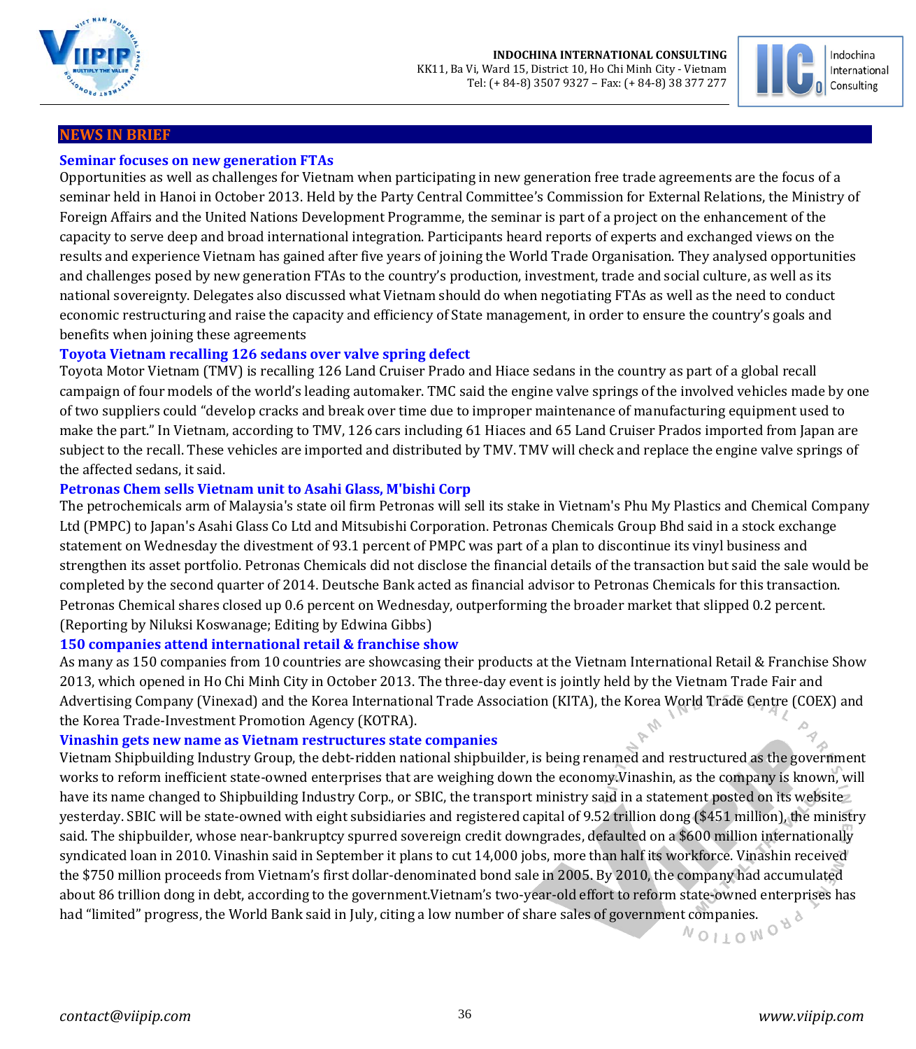## NEWS IN BRIEF

### Seminar focuses on new generation FTAs

Opportunities as well as challenges for Vietnam when participating in new generation free trade agreements are the focus of a seminar held in Hanoi in October 2013. Held by the Party Central Committee's Commission for External Relations, the Ministry of Foreign Affairs and the United Nations Development Programme, the seminar is part of a project on the enhancement of the capacity to serve deep and broad international integration. Participants heard reports of experts and exchanged views on the results and experience Vietnam has gained after five years of joining the World Trade Organisation. They analysed opportunities and challenges posed by new generation FTAs to the country's production, investment, trade and social culture, as well as its national sovereignty. Delegates also discussed what Vietnam should do when negotiating FTAs as well as the need to conduct economic restructuring and raise the capacity and efficiency of State management, in order to ensure the country's goals and benefits when joining these agreements

### Toyota Vietnam recalling 126 sedans over valve spring defect

Toyota Motor Vietnam (TMV) is recalling 126 Land Cruiser Prado and Hiace sedans in the country as part of a global recall campaign of four models of the world's leading automaker. TMC said the engine valve springs of the involved vehicles made by one of two suppliers could "develop cracks and break over time due to improper maintenance of manufacturing equipment used to make the part." In Vietnam, according to TMV, 126 cars including 61 Hiaces and 65 Land Cruiser Prados imported from Japan are subject to the recall. These vehicles are imported and distributed by TMV. TMV will check and replace the engine valve springs of the affected sedans, it said.

### Petronas Chem sells Vietnam unit to Asahi Glass, M'bishi Corp

The petrochemicals arm of Malaysia's state oil firm Petronas will sell its stake in Vietnam's Phu My Plastics and Chemical Company Ltd (PMPC) to Japan's Asahi Glass Co Ltd and Mitsubishi Corporation. Petronas Chemicals Group Bhd said in a stock exchange statement on Wednesday the divestment of 93.1 percent of PMPC was part of a plan to discontinue its vinyl business and strengthen its asset portfolio. Petronas Chemicals did not disclose the financial details of the transaction but said the sale would be completed by the second quarter of 2014. Deutsche Bank acted as financial advisor to Petronas Chemicals for this transaction. Petronas Chemical shares closed up 0.6 percent on Wednesday, outperforming the broader market that slipped 0.2 percent. (Reporting by Niluksi Koswanage; Editing by Edwina Gibbs)

### 150 companies attend international retail & franchise show

As many as 150 companies from 10 countries are showcasing their products at the Vietnam International Retail & Franchise Show 2013, which opened in Ho Chi Minh City in October 2013. The three-day event is jointly held by the Vietnam Trade Fair and Advertising Company (Vinexad) and the Korea International Trade Association (KITA), the Korea World Trade Centre (COEX) and the Korea Trade-Investment Promotion Agency (KOTRA).

### Vinashin gets new name as Vietnam restructures state companies

Vietnam Shipbuilding Industry Group, the debt-ridden national shipbuilder, is being renamed and restructured as the government works to reform inefficient state-owned enterprises that are weighing down the economy.Vinashin, as the company is known, will have its name changed to Shipbuilding Industry Corp., or SBIC, the transport ministry said in a statement posted on its website yesterday. SBIC will be state-owned with eight subsidiaries and registered capital of 9.52 trillion dong ($451 million), the ministry said. The shipbuilder, whose near-bankruptcy spurred sovereign credit downgrades, defaulted on a $600 million internationally syndicated loan in 2010. Vinashin said in September it plans to cut 14,000 jobs, more than half its workforce. Vinashin received the $750 million proceeds from Vietnam's first dollar-denominated bond sale in 2005. By 2010, the company had accumulated about 86 trillion dong in debt, according to the government.Vietnam's two-year-old effort to reform state-owned enterprises has had "limited" progress, the World Bank said in July, citing a low number of share sales of government companies.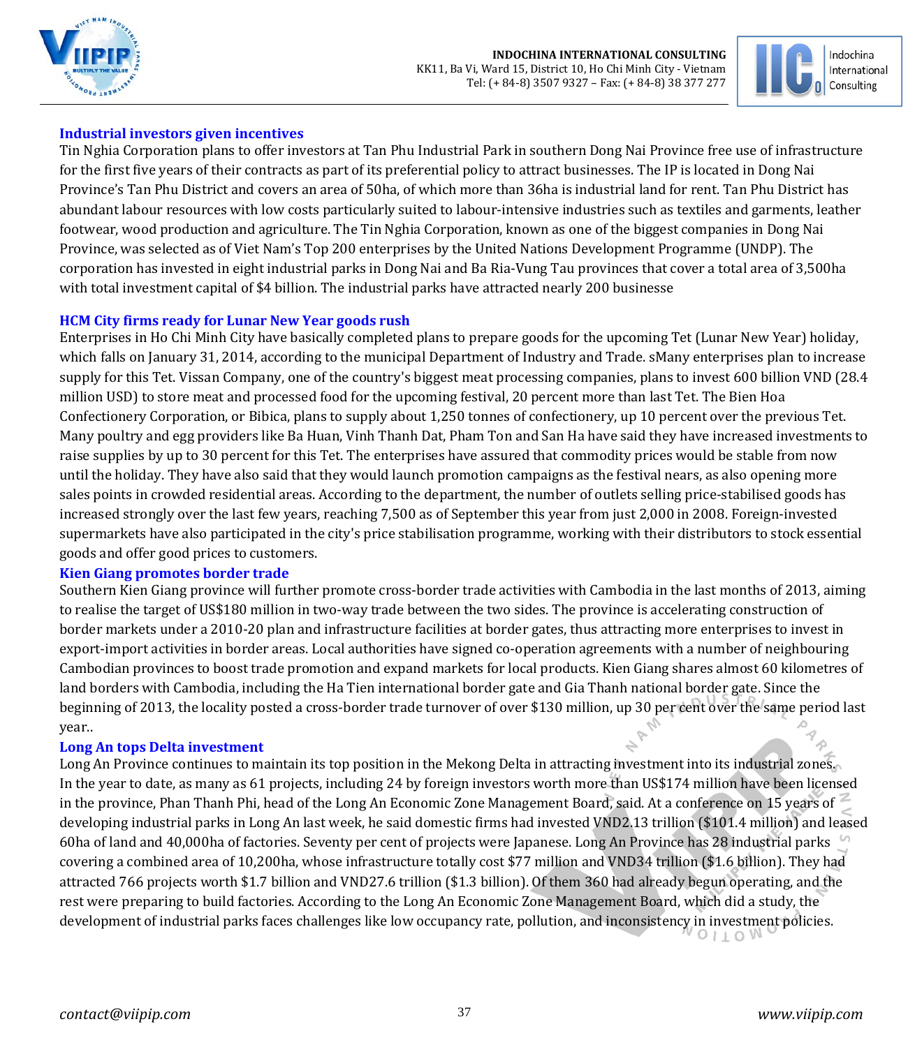## Industrial investors given incentives

Tin Nghia Corporation plans to offer investors at Tan Phu Industrial Park in southern Dong Nai Province free use of infrastructure for the first five years of their contracts as part of its preferential policy to attract businesses. The IP is located in Dong Nai Province's Tan Phu District and covers an area of 50ha, of which more than 36ha is industrial land for rent. Tan Phu District has abundant labour resources with low costs particularly suited to labour-intensive industries such as textiles and garments, leather footwear, wood production and agriculture. The Tin Nghia Corporation, known as one of the biggest companies in Dong Nai Province, was selected as of Viet Nam's Top 200 enterprises by the United Nations Development Programme (UNDP). The corporation has invested in eight industrial parks in Dong Nai and Ba Ria-Vung Tau provinces that cover a total area of 3,500ha with total investment capital of $4 billion. The industrial parks have attracted nearly 200 businesse

## HCM City firms ready for Lunar New Year goods rush

Enterprises in Ho Chi Minh City have basically completed plans to prepare goods for the upcoming Tet (Lunar New Year) holiday, which falls on January 31, 2014, according to the municipal Department of Industry and Trade. sMany enterprises plan to increase supply for this Tet. Vissan Company, one of the country's biggest meat processing companies, plans to invest 600 billion VND (28.4 million USD) to store meat and processed food for the upcoming festival, 20 percent more than last Tet. The Bien Hoa Confectionery Corporation, or Bibica, plans to supply about 1,250 tonnes of confectionery, up 10 percent over the previous Tet. Many poultry and egg providers like Ba Huan, Vinh Thanh Dat, Pham Ton and San Ha have said they have increased investments to raise supplies by up to 30 percent for this Tet. The enterprises have assured that commodity prices would be stable from now until the holiday. They have also said that they would launch promotion campaigns as the festival nears, as also opening more sales points in crowded residential areas. According to the department, the number of outlets selling price-stabilised goods has increased strongly over the last few years, reaching 7,500 as of September this year from just 2,000 in 2008. Foreign-invested supermarkets have also participated in the city's price stabilisation programme, working with their distributors to stock essential goods and offer good prices to customers.

## Kien Giang promotes border trade

Southern Kien Giang province will further promote cross-border trade activities with Cambodia in the last months of 2013, aiming to realise the target of US$180 million in two-way trade between the two sides. The province is accelerating construction of border markets under a 2010-20 plan and infrastructure facilities at border gates, thus attracting more enterprises to invest in export-import activities in border areas. Local authorities have signed co-operation agreements with a number of neighbouring Cambodian provinces to boost trade promotion and expand markets for local products. Kien Giang shares almost 60 kilometres of land borders with Cambodia, including the Ha Tien international border gate and Gia Thanh national border gate. Since the beginning of 2013, the locality posted a cross-border trade turnover of over $130 million, up 30 per cent over the same period last year..

## Long An tops Delta investment

Long An Province continues to maintain its top position in the Mekong Delta in attracting investment into its industrial zones. In the year to date, as many as 61 projects, including 24 by foreign investors worth more than US$174 million have been licensed in the province, Phan Thanh Phi, head of the Long An Economic Zone Management Board, said. At a conference on 15 years of developing industrial parks in Long An last week, he said domestic firms had invested VND2.13 trillion ($101.4 million) and leased 60ha of land and 40,000ha of factories. Seventy per cent of projects were Japanese. Long An Province has 28 industrial parks covering a combined area of 10,200ha, whose infrastructure totally cost $77 million and VND34 trillion ($1.6 billion). They had attracted 766 projects worth $1.7 billion and VND27.6 trillion ($1.3 billion). Of them 360 had already begun operating, and the rest were preparing to build factories. According to the Long An Economic Zone Management Board, which did a study, the development of industrial parks faces challenges like low occupancy rate, pollution, and inconsistency in investment policies.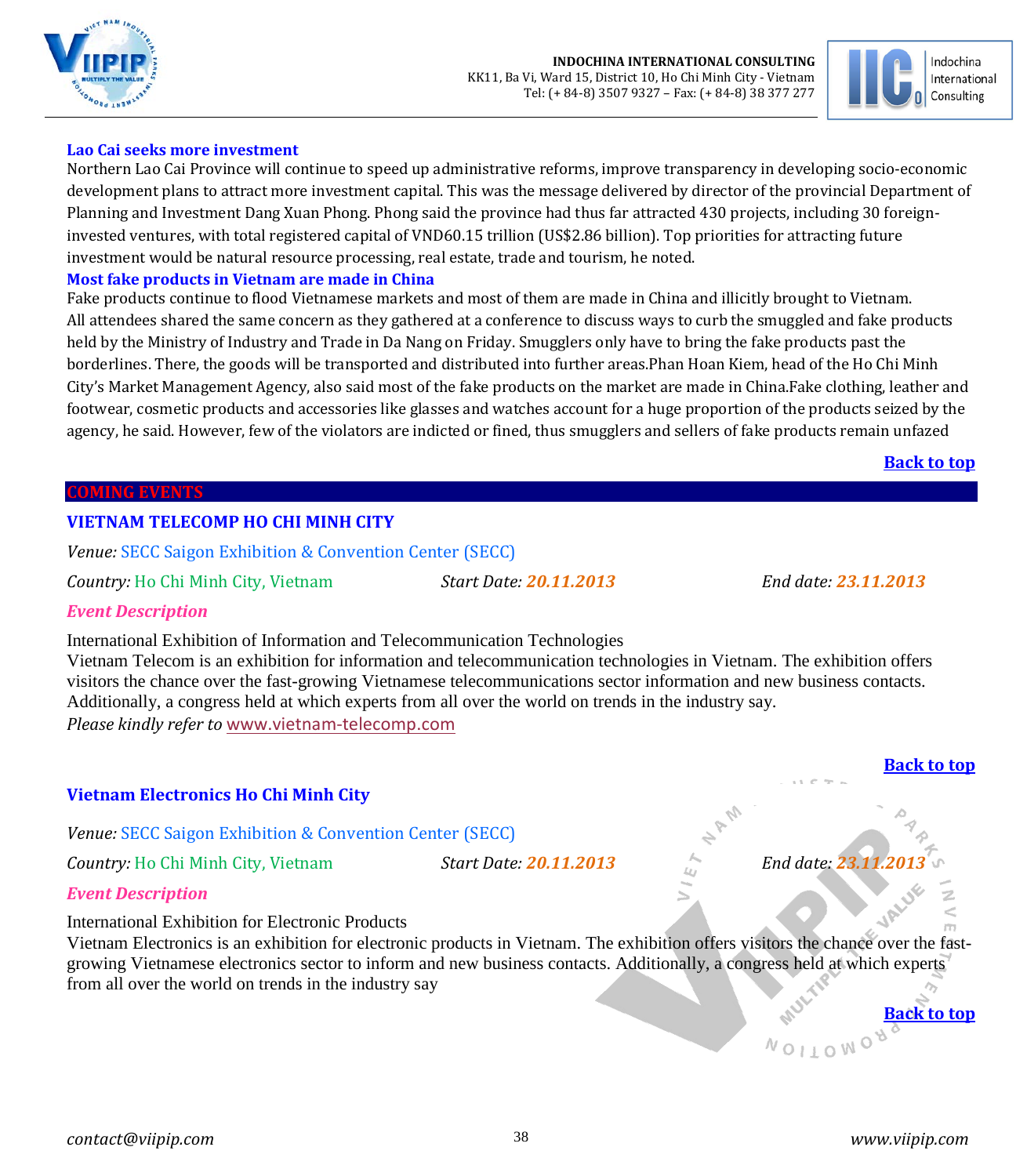### Lao Cai seeks more investment

Northern Lao Cai Province will continue to speed up administrative reforms, improve transparency in developing socio-economic development plans to attract more investment capital. This was the message delivered by director of the provincial Department of Planning and Investment Dang Xuan Phong. Phong said the province had thus far attracted 430 projects, including 30 foreign-invested ventures, with total registered capital of VND60.15 trillion (US$2.86 billion). Top priorities for attracting future investment would be natural resource processing, real estate, trade and tourism, he noted.

### Most fake products in Vietnam are made in China

Fake products continue to flood Vietnamese markets and most of them are made in China and illicitly brought to Vietnam. All attendees shared the same concern as they gathered at a conference to discuss ways to curb the smuggled and fake products held by the Ministry of Industry and Trade in Da Nang on Friday. Smugglers only have to bring the fake products past the borderlines. There, the goods will be transported and distributed into further areas.Phan Hoan Kiem, head of the Ho Chi Minh City's Market Management Agency, also said most of the fake products on the market are made in China.Fake clothing, leather and footwear, cosmetic products and accessories like glasses and watches account for a huge proportion of the products seized by the agency, he said. However, few of the violators are indicted or fined, thus smugglers and sellers of fake products remain unfazed

**Back to top**

## COMING EVENTS

### VIETNAM TELECOMP HO CHI MINH CITY

*Venue:* SECC Saigon Exhibition & Convention Center (SECC)

*Country:* Ho Chi Minh City, Vietnam *Start Date:* ***20.11.2013*** *End date:* ***23.11.2013***

***Event Description***

International Exhibition of Information and Telecommunication Technologies
Vietnam Telecom is an exhibition for information and telecommunication technologies in Vietnam. The exhibition offers visitors the chance over the fast-growing Vietnamese telecommunications sector information and new business contacts. Additionally, a congress held at which experts from all over the world on trends in the industry say.
*Please kindly refer to* www.vietnam-telecomp.com

**Back to top**

### Vietnam Electronics Ho Chi Minh City

*Venue:* SECC Saigon Exhibition & Convention Center (SECC)

*Country:* Ho Chi Minh City, Vietnam *Start Date:* ***20.11.2013*** *End date:* ***23.11.2013***

***Event Description***

International Exhibition for Electronic Products
Vietnam Electronics is an exhibition for electronic products in Vietnam. The exhibition offers visitors the chance over the fast-growing Vietnamese electronics sector to inform and new business contacts. Additionally, a congress held at which experts from all over the world on trends in the industry say

**Back to top**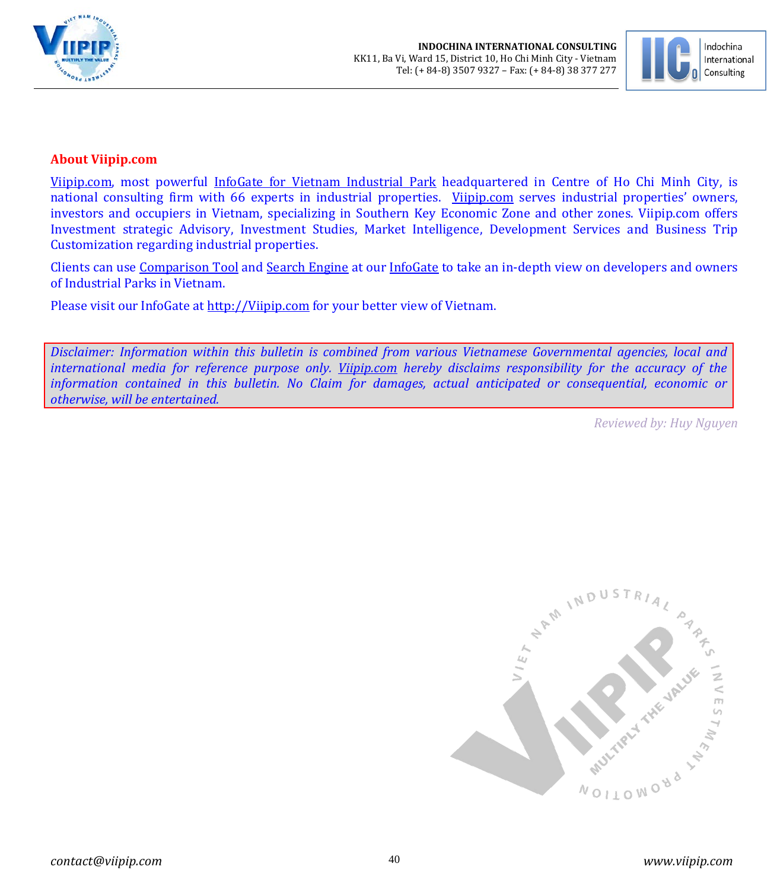## About Viipip.com

Viipip.com, most powerful InfoGate for Vietnam Industrial Park headquartered in Centre of Ho Chi Minh City, is national consulting firm with 66 experts in industrial properties. Viipip.com serves industrial properties' owners, investors and occupiers in Vietnam, specializing in Southern Key Economic Zone and other zones. Viipip.com offers Investment strategic Advisory, Investment Studies, Market Intelligence, Development Services and Business Trip Customization regarding industrial properties.

Clients can use Comparison Tool and Search Engine at our InfoGate to take an in-depth view on developers and owners of Industrial Parks in Vietnam.

Please visit our InfoGate at http://Viipip.com for your better view of Vietnam.

*Disclaimer: Information within this bulletin is combined from various Vietnamese Governmental agencies, local and international media for reference purpose only. Viipip.com hereby disclaims responsibility for the accuracy of the information contained in this bulletin. No Claim for damages, actual anticipated or consequential, economic or otherwise, will be entertained.*

*Reviewed by: Huy Nguyen*